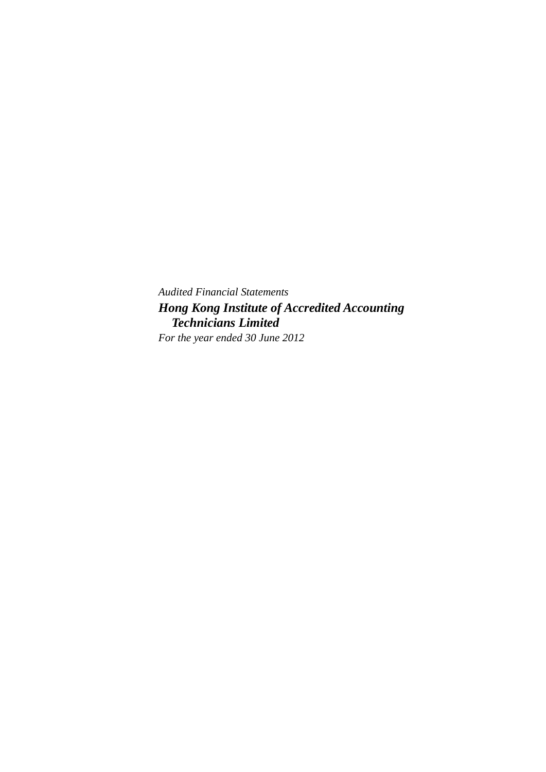*Audited Financial Statements*

***Hong Kong Institute of Accredited Accounting Technicians Limited***

*For the year ended 30 June 2012*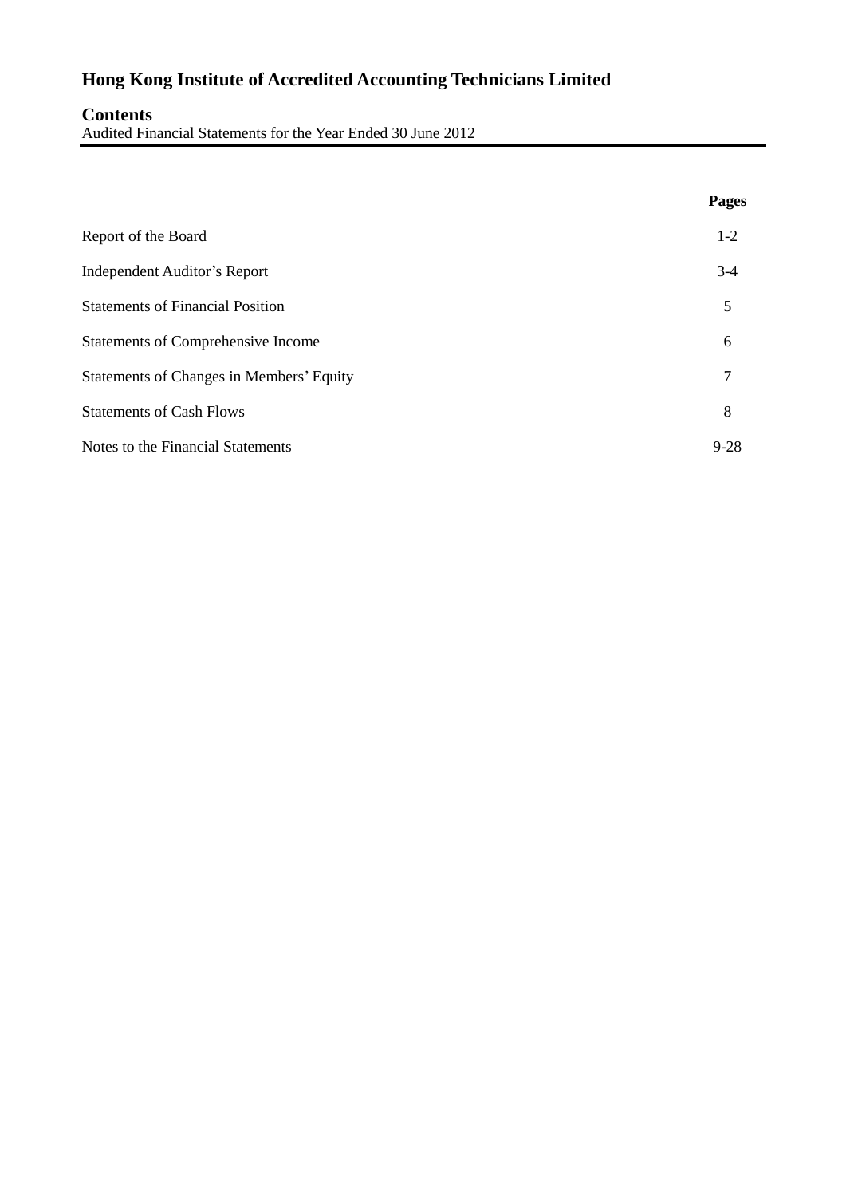# Hong Kong Institute of Accredited Accounting Technicians Limited

## Contents

Audited Financial Statements for the Year Ended 30 June 2012

| | Pages |
|---|---|
| Report of the Board | 1-2 |
| Independent Auditor's Report | 3-4 |
| Statements of Financial Position | 5 |
| Statements of Comprehensive Income | 6 |
| Statements of Changes in Members' Equity | 7 |
| Statements of Cash Flows | 8 |
| Notes to the Financial Statements | 9-28 |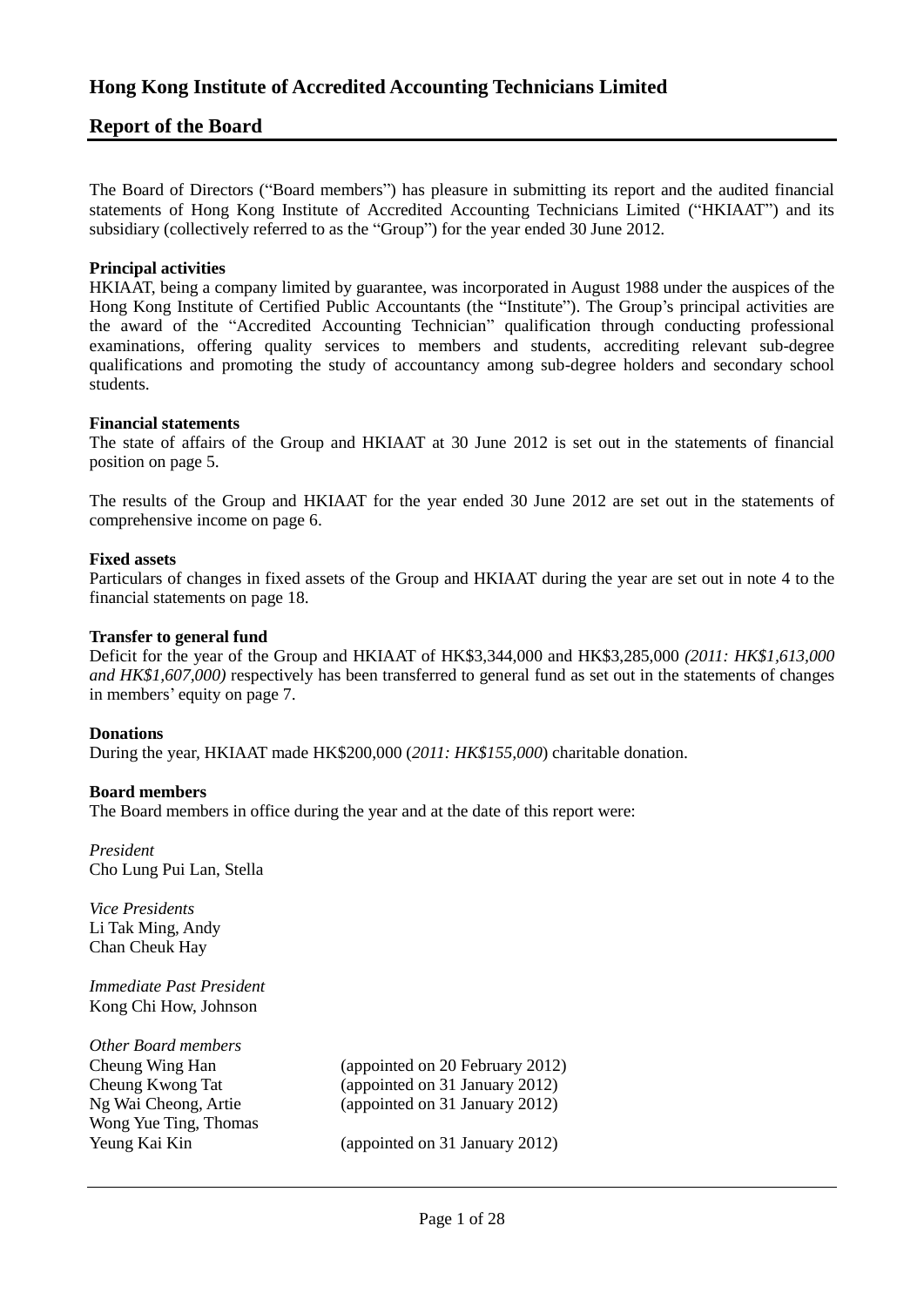# Hong Kong Institute of Accredited Accounting Technicians Limited

## Report of the Board

The Board of Directors ("Board members") has pleasure in submitting its report and the audited financial statements of Hong Kong Institute of Accredited Accounting Technicians Limited ("HKIAAT") and its subsidiary (collectively referred to as the "Group") for the year ended 30 June 2012.

**Principal activities**
HKIAAT, being a company limited by guarantee, was incorporated in August 1988 under the auspices of the Hong Kong Institute of Certified Public Accountants (the "Institute"). The Group's principal activities are the award of the "Accredited Accounting Technician" qualification through conducting professional examinations, offering quality services to members and students, accrediting relevant sub-degree qualifications and promoting the study of accountancy among sub-degree holders and secondary school students.

**Financial statements**
The state of affairs of the Group and HKIAAT at 30 June 2012 is set out in the statements of financial position on page 5.

The results of the Group and HKIAAT for the year ended 30 June 2012 are set out in the statements of comprehensive income on page 6.

**Fixed assets**
Particulars of changes in fixed assets of the Group and HKIAAT during the year are set out in note 4 to the financial statements on page 18.

**Transfer to general fund**
Deficit for the year of the Group and HKIAAT of HK$3,344,000 and HK$3,285,000 *(2011: HK$1,613,000 and HK$1,607,000)* respectively has been transferred to general fund as set out in the statements of changes in members' equity on page 7.

**Donations**
During the year, HKIAAT made HK$200,000 (*2011: HK$155,000*) charitable donation.

**Board members**
The Board members in office during the year and at the date of this report were:

*President*
Cho Lung Pui Lan, Stella

*Vice Presidents*
Li Tak Ming, Andy
Chan Cheuk Hay

*Immediate Past President*
Kong Chi How, Johnson

*Other Board members*

| | |
|---|---|
| Cheung Wing Han | (appointed on 20 February 2012) |
| Cheung Kwong Tat | (appointed on 31 January 2012) |
| Ng Wai Cheong, Artie | (appointed on 31 January 2012) |
| Wong Yue Ting, Thomas | |
| Yeung Kai Kin | (appointed on 31 January 2012) |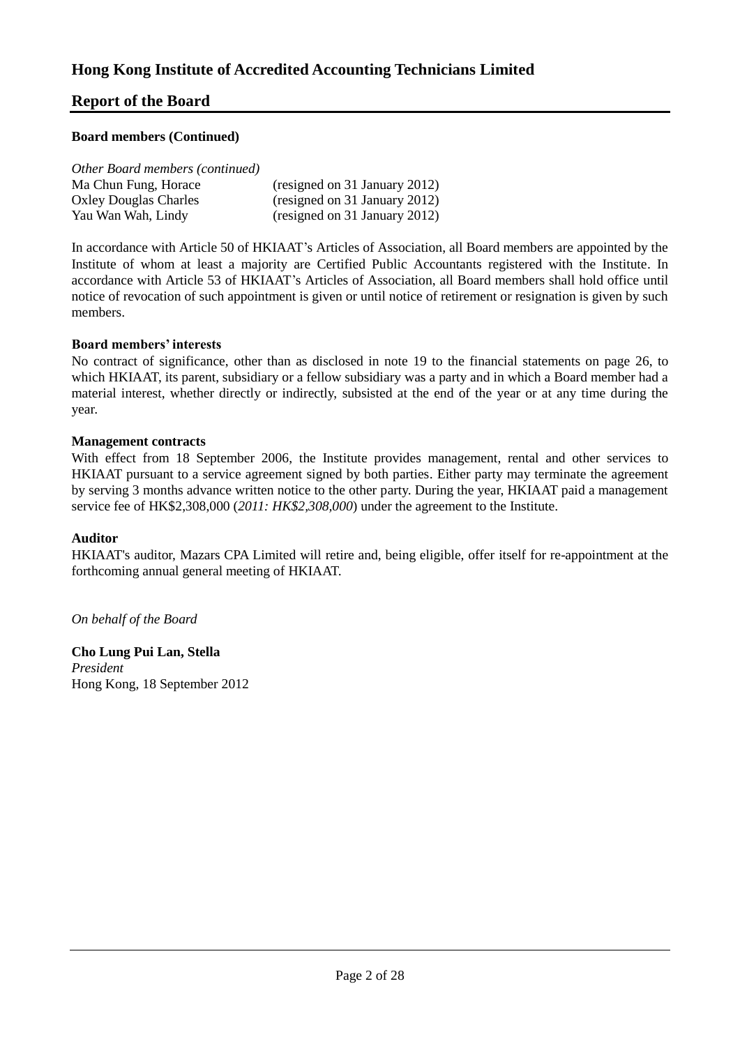## Report of the Board

**Board members (Continued)**

*Other Board members (continued)*

| | |
|---|---|
| Ma Chun Fung, Horace | (resigned on 31 January 2012) |
| Oxley Douglas Charles | (resigned on 31 January 2012) |
| Yau Wan Wah, Lindy | (resigned on 31 January 2012) |

In accordance with Article 50 of HKIAAT's Articles of Association, all Board members are appointed by the Institute of whom at least a majority are Certified Public Accountants registered with the Institute. In accordance with Article 53 of HKIAAT's Articles of Association, all Board members shall hold office until notice of revocation of such appointment is given or until notice of retirement or resignation is given by such members.

**Board members' interests**

No contract of significance, other than as disclosed in note 19 to the financial statements on page 26, to which HKIAAT, its parent, subsidiary or a fellow subsidiary was a party and in which a Board member had a material interest, whether directly or indirectly, subsisted at the end of the year or at any time during the year.

**Management contracts**

With effect from 18 September 2006, the Institute provides management, rental and other services to HKIAAT pursuant to a service agreement signed by both parties. Either party may terminate the agreement by serving 3 months advance written notice to the other party. During the year, HKIAAT paid a management service fee of HK$2,308,000 (*2011: HK$2,308,000*) under the agreement to the Institute.

**Auditor**

HKIAAT's auditor, Mazars CPA Limited will retire and, being eligible, offer itself for re-appointment at the forthcoming annual general meeting of HKIAAT.

*On behalf of the Board*

**Cho Lung Pui Lan, Stella**
*President*
Hong Kong, 18 September 2012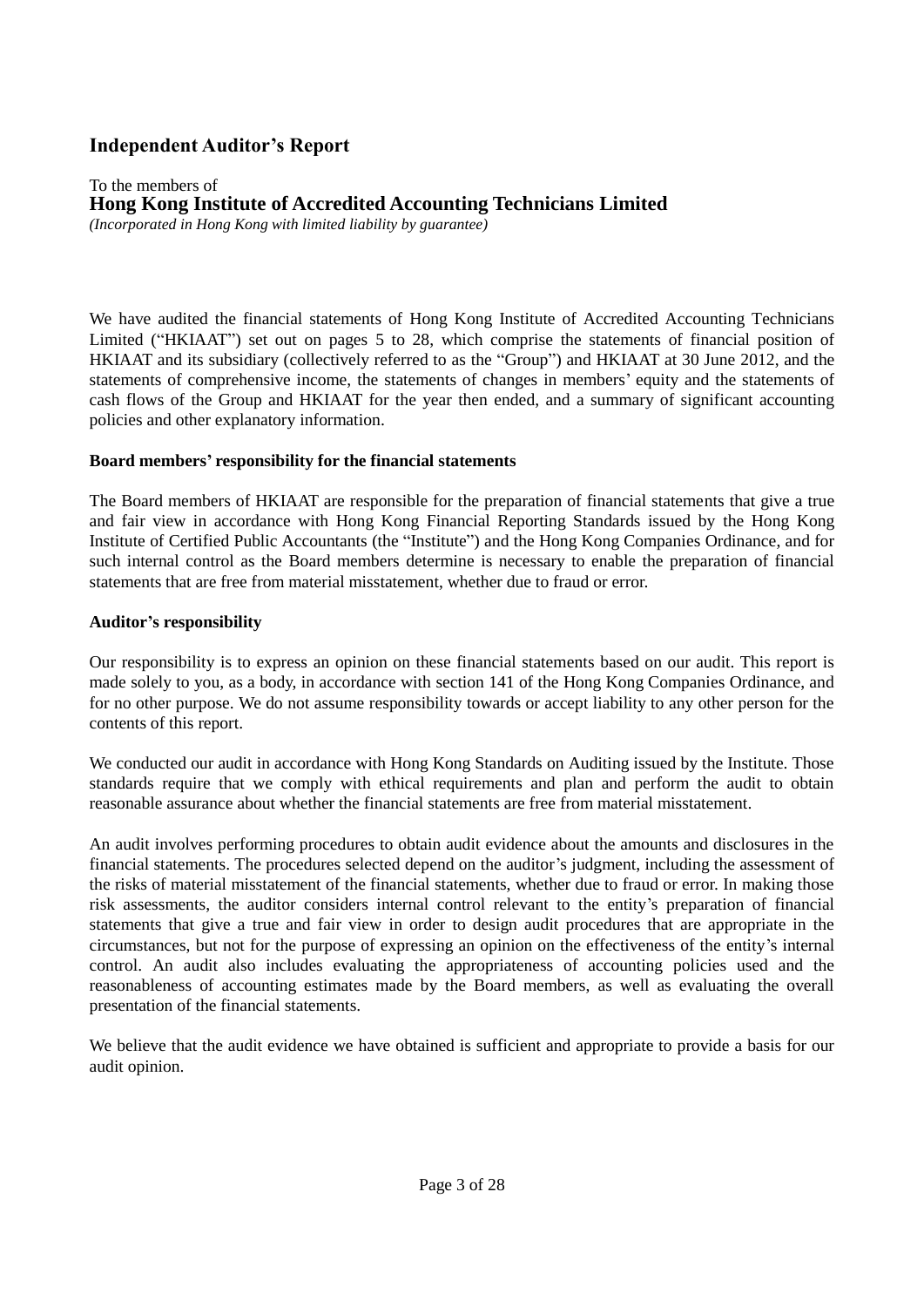# Independent Auditor's Report

To the members of
**Hong Kong Institute of Accredited Accounting Technicians Limited**
*(Incorporated in Hong Kong with limited liability by guarantee)*

We have audited the financial statements of Hong Kong Institute of Accredited Accounting Technicians Limited ("HKIAAT") set out on pages 5 to 28, which comprise the statements of financial position of HKIAAT and its subsidiary (collectively referred to as the "Group") and HKIAAT at 30 June 2012, and the statements of comprehensive income, the statements of changes in members' equity and the statements of cash flows of the Group and HKIAAT for the year then ended, and a summary of significant accounting policies and other explanatory information.

**Board members' responsibility for the financial statements**

The Board members of HKIAAT are responsible for the preparation of financial statements that give a true and fair view in accordance with Hong Kong Financial Reporting Standards issued by the Hong Kong Institute of Certified Public Accountants (the "Institute") and the Hong Kong Companies Ordinance, and for such internal control as the Board members determine is necessary to enable the preparation of financial statements that are free from material misstatement, whether due to fraud or error.

**Auditor's responsibility**

Our responsibility is to express an opinion on these financial statements based on our audit. This report is made solely to you, as a body, in accordance with section 141 of the Hong Kong Companies Ordinance, and for no other purpose. We do not assume responsibility towards or accept liability to any other person for the contents of this report.

We conducted our audit in accordance with Hong Kong Standards on Auditing issued by the Institute. Those standards require that we comply with ethical requirements and plan and perform the audit to obtain reasonable assurance about whether the financial statements are free from material misstatement.

An audit involves performing procedures to obtain audit evidence about the amounts and disclosures in the financial statements. The procedures selected depend on the auditor's judgment, including the assessment of the risks of material misstatement of the financial statements, whether due to fraud or error. In making those risk assessments, the auditor considers internal control relevant to the entity's preparation of financial statements that give a true and fair view in order to design audit procedures that are appropriate in the circumstances, but not for the purpose of expressing an opinion on the effectiveness of the entity's internal control. An audit also includes evaluating the appropriateness of accounting policies used and the reasonableness of accounting estimates made by the Board members, as well as evaluating the overall presentation of the financial statements.

We believe that the audit evidence we have obtained is sufficient and appropriate to provide a basis for our audit opinion.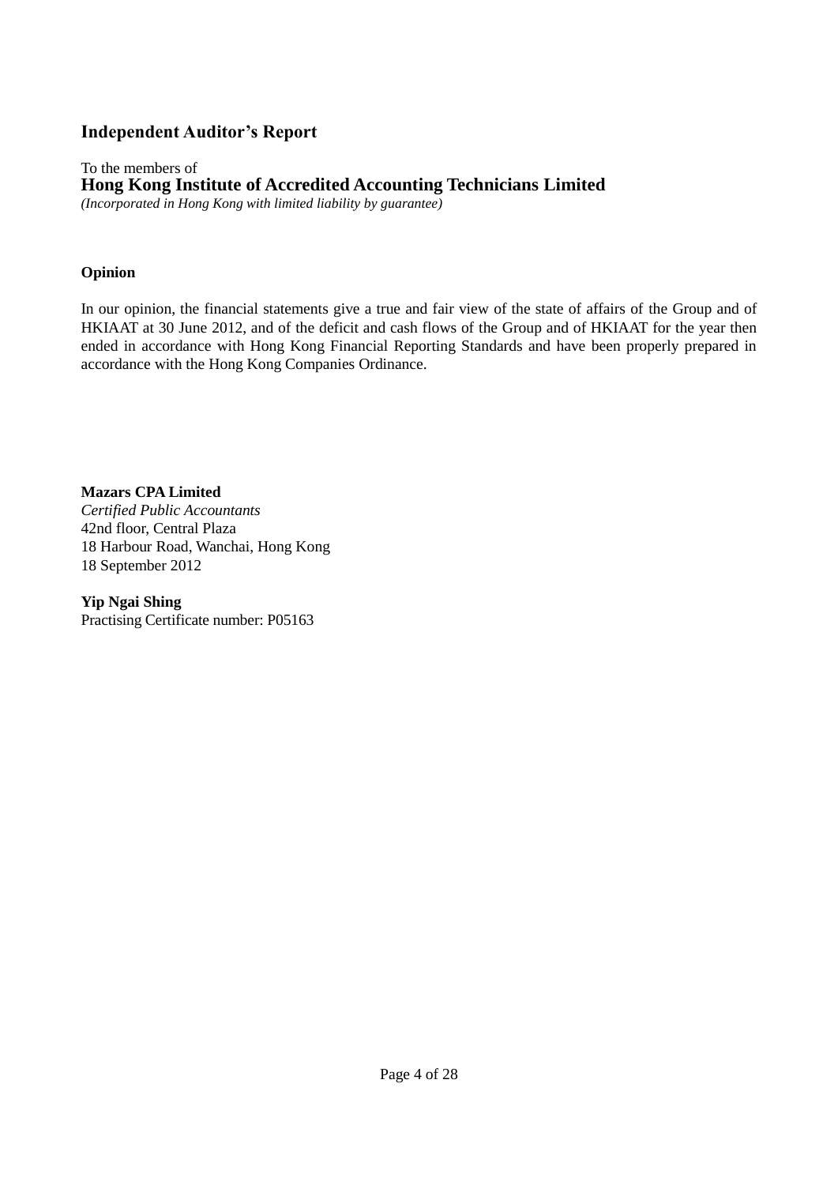## Independent Auditor's Report

To the members of
**Hong Kong Institute of Accredited Accounting Technicians Limited**
*(Incorporated in Hong Kong with limited liability by guarantee)*

**Opinion**

In our opinion, the financial statements give a true and fair view of the state of affairs of the Group and of HKIAAT at 30 June 2012, and of the deficit and cash flows of the Group and of HKIAAT for the year then ended in accordance with Hong Kong Financial Reporting Standards and have been properly prepared in accordance with the Hong Kong Companies Ordinance.

**Mazars CPA Limited**
*Certified Public Accountants*
42nd floor, Central Plaza
18 Harbour Road, Wanchai, Hong Kong
18 September 2012

**Yip Ngai Shing**
Practising Certificate number: P05163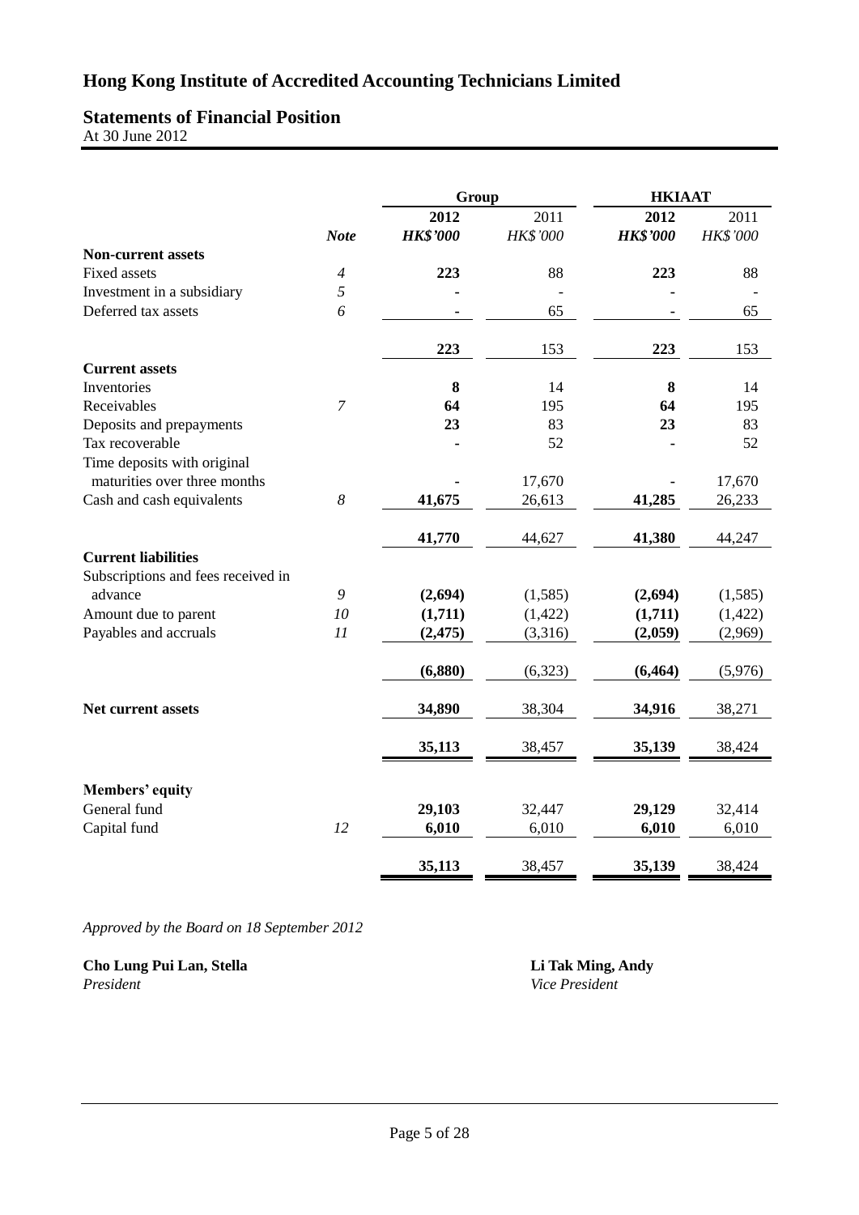# Hong Kong Institute of Accredited Accounting Technicians Limited

## Statements of Financial Position

At 30 June 2012

| | | Group | | HKIAAT | |
|---|---|---|---|---|---|
| | | **2012** | 2011 | **2012** | 2011 |
| | ***Note*** | ***HK$'000*** | *HK$'000* | ***HK$'000*** | *HK$'000* |
| **Non-current assets** | | | | | |
| Fixed assets | *4* | **223** | 88 | **223** | 88 |
| Investment in a subsidiary | *5* | **-** | - | **-** | - |
| Deferred tax assets | *6* | **-** | 65 | **-** | 65 |
| | | **223** | 153 | **223** | 153 |
| **Current assets** | | | | | |
| Inventories | | **8** | 14 | **8** | 14 |
| Receivables | *7* | **64** | 195 | **64** | 195 |
| Deposits and prepayments | | **23** | 83 | **23** | 83 |
| Tax recoverable | | **-** | 52 | **-** | 52 |
| Time deposits with original maturities over three months | | **-** | 17,670 | **-** | 17,670 |
| Cash and cash equivalents | *8* | **41,675** | 26,613 | **41,285** | 26,233 |
| | | **41,770** | 44,627 | **41,380** | 44,247 |
| **Current liabilities** | | | | | |
| Subscriptions and fees received in advance | *9* | **(2,694)** | (1,585) | **(2,694)** | (1,585) |
| Amount due to parent | *10* | **(1,711)** | (1,422) | **(1,711)** | (1,422) |
| Payables and accruals | *11* | **(2,475)** | (3,316) | **(2,059)** | (2,969) |
| | | **(6,880)** | (6,323) | **(6,464)** | (5,976) |
| **Net current assets** | | **34,890** | 38,304 | **34,916** | 38,271 |
| | | **35,113** | 38,457 | **35,139** | 38,424 |
| **Members' equity** | | | | | |
| General fund | | **29,103** | 32,447 | **29,129** | 32,414 |
| Capital fund | *12* | **6,010** | 6,010 | **6,010** | 6,010 |
| | | **35,113** | 38,457 | **35,139** | 38,424 |

*Approved by the Board on 18 September 2012*

**Cho Lung Pui Lan, Stella**
*President*

**Li Tak Ming, Andy**
*Vice President*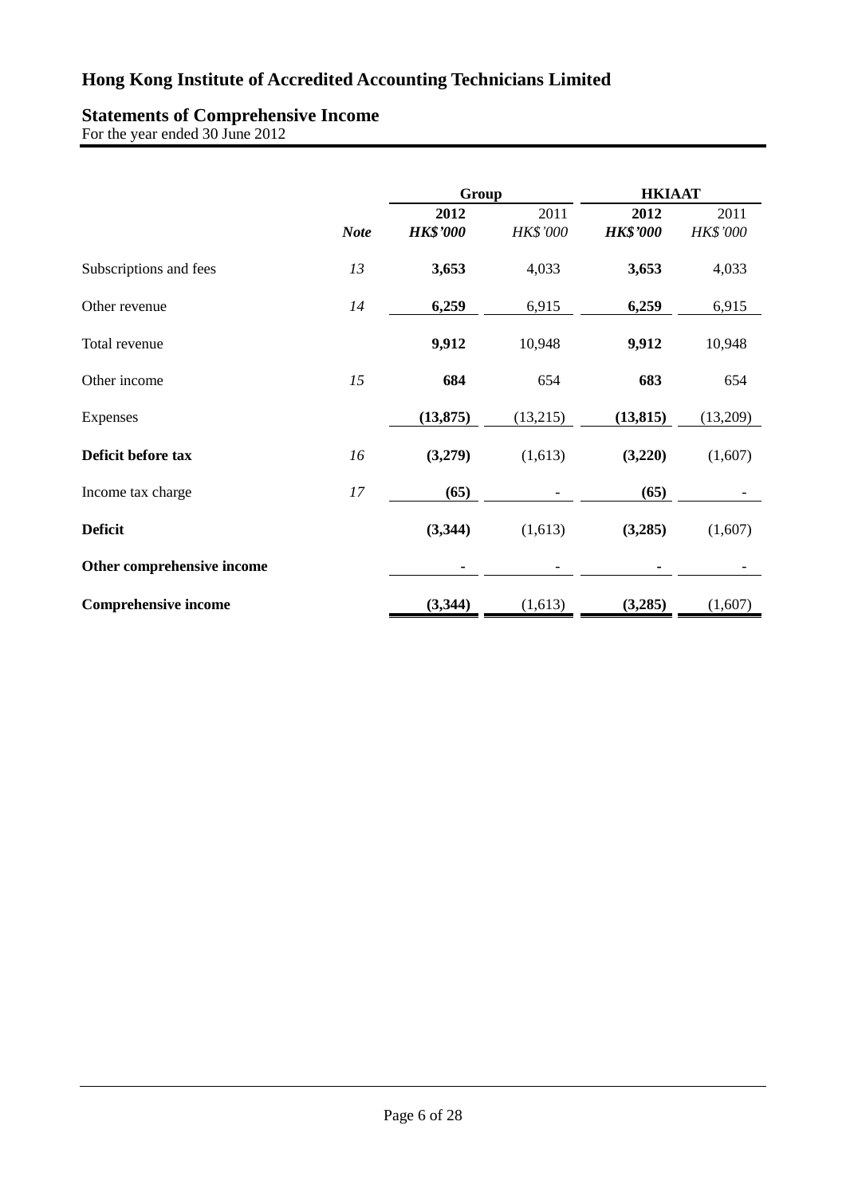# Hong Kong Institute of Accredited Accounting Technicians Limited

## Statements of Comprehensive Income

For the year ended 30 June 2012

| | | Group | | HKIAAT | |
|---|---|---|---|---|---|
| | *Note* | **2012** | 2011 | **2012** | 2011 |
| | | ***HK$'000*** | *HK$'000* | ***HK$'000*** | *HK$'000* |
| Subscriptions and fees | *13* | **3,653** | 4,033 | **3,653** | 4,033 |
| Other revenue | *14* | **6,259** | 6,915 | **6,259** | 6,915 |
| Total revenue | | **9,912** | 10,948 | **9,912** | 10,948 |
| Other income | *15* | **684** | 654 | **683** | 654 |
| Expenses | | **(13,875)** | (13,215) | **(13,815)** | (13,209) |
| **Deficit before tax** | *16* | **(3,279)** | (1,613) | **(3,220)** | (1,607) |
| Income tax charge | *17* | **(65)** | - | **(65)** | - |
| **Deficit** | | **(3,344)** | (1,613) | **(3,285)** | (1,607) |
| **Other comprehensive income** | | **-** | - | **-** | - |
| **Comprehensive income** | | **(3,344)** | (1,613) | **(3,285)** | (1,607) |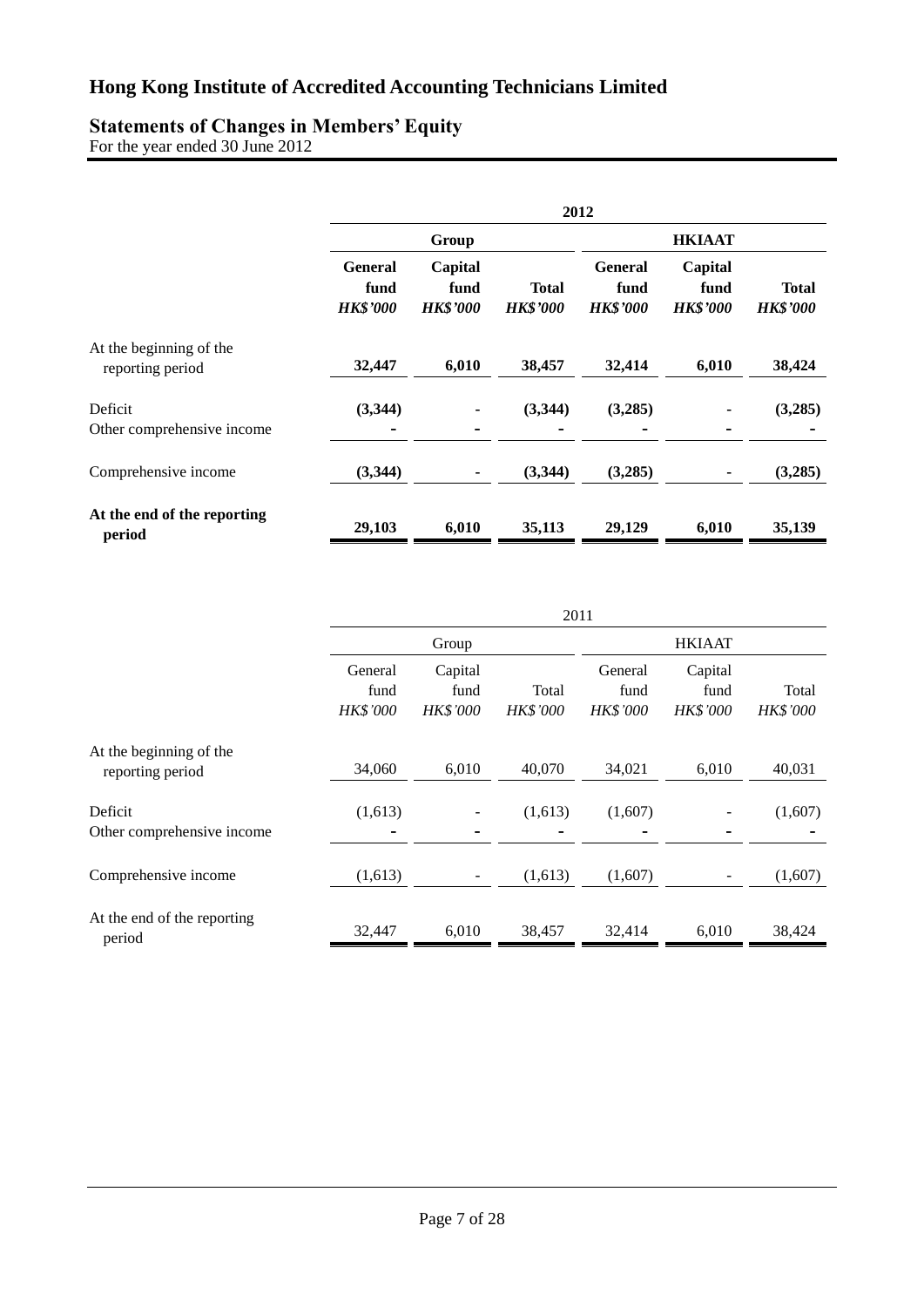# Hong Kong Institute of Accredited Accounting Technicians Limited

## Statements of Changes in Members' Equity

For the year ended 30 June 2012

| | **2012** | | | | | |
|---|---|---|---|---|---|---|
| | **Group** | | | **HKIAAT** | | |
| | **General fund** | **Capital fund** | **Total** | **General fund** | **Capital fund** | **Total** |
| | ***HK$'000*** | ***HK$'000*** | ***HK$'000*** | ***HK$'000*** | ***HK$'000*** | ***HK$'000*** |
| At the beginning of the reporting period | **32,447** | **6,010** | **38,457** | **32,414** | **6,010** | **38,424** |
| Deficit | **(3,344)** | **-** | **(3,344)** | **(3,285)** | **-** | **(3,285)** |
| Other comprehensive income | **-** | **-** | **-** | **-** | **-** | **-** |
| Comprehensive income | **(3,344)** | **-** | **(3,344)** | **(3,285)** | **-** | **(3,285)** |
| **At the end of the reporting period** | **29,103** | **6,010** | **35,113** | **29,129** | **6,010** | **35,139** |

| | 2011 | | | | | |
|---|---|---|---|---|---|---|
| | Group | | | HKIAAT | | |
| | General fund | Capital fund | Total | General fund | Capital fund | Total |
| | *HK$'000* | *HK$'000* | *HK$'000* | *HK$'000* | *HK$'000* | *HK$'000* |
| At the beginning of the reporting period | 34,060 | 6,010 | 40,070 | 34,021 | 6,010 | 40,031 |
| Deficit | (1,613) | - | (1,613) | (1,607) | - | (1,607) |
| Other comprehensive income | - | - | - | - | - | - |
| Comprehensive income | (1,613) | - | (1,613) | (1,607) | - | (1,607) |
| At the end of the reporting period | 32,447 | 6,010 | 38,457 | 32,414 | 6,010 | 38,424 |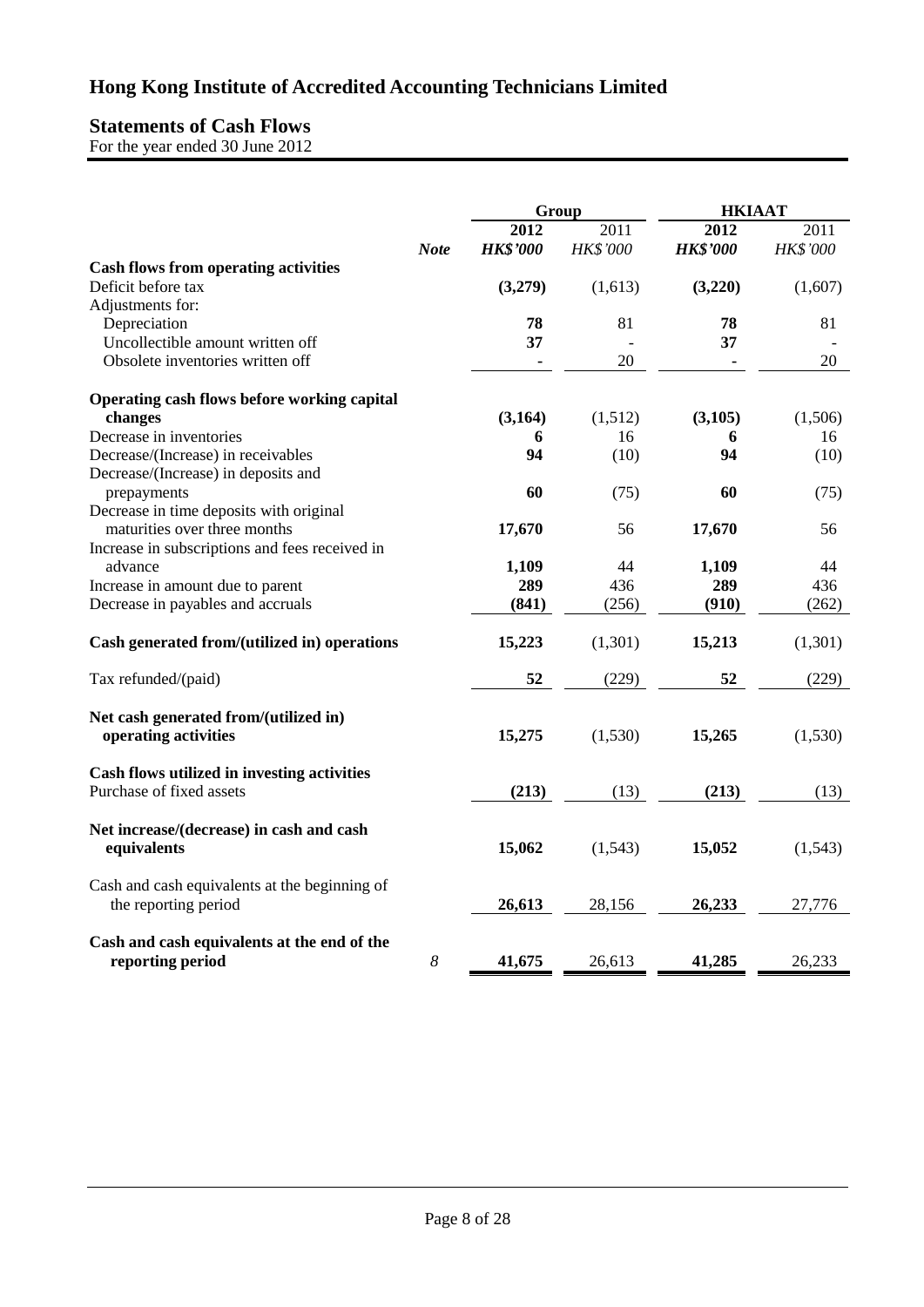# Hong Kong Institute of Accredited Accounting Technicians Limited

## Statements of Cash Flows

For the year ended 30 June 2012

| | | Group | | HKIAAT | |
|---|---|---|---|---|---|
| | | **2012** | 2011 | **2012** | 2011 |
| | ***Note*** | ***HK$'000*** | *HK$'000* | ***HK$'000*** | *HK$'000* |
| **Cash flows from operating activities** | | | | | |
| Deficit before tax | | **(3,279)** | (1,613) | **(3,220)** | (1,607) |
| Adjustments for: | | | | | |
| Depreciation | | **78** | 81 | **78** | 81 |
| Uncollectible amount written off | | **37** | - | **37** | - |
| Obsolete inventories written off | | **-** | 20 | **-** | 20 |
| **Operating cash flows before working capital changes** | | **(3,164)** | (1,512) | **(3,105)** | (1,506) |
| Decrease in inventories | | **6** | 16 | **6** | 16 |
| Decrease/(Increase) in receivables | | **94** | (10) | **94** | (10) |
| Decrease/(Increase) in deposits and prepayments | | **60** | (75) | **60** | (75) |
| Decrease in time deposits with original maturities over three months | | **17,670** | 56 | **17,670** | 56 |
| Increase in subscriptions and fees received in advance | | **1,109** | 44 | **1,109** | 44 |
| Increase in amount due to parent | | **289** | 436 | **289** | 436 |
| Decrease in payables and accruals | | **(841)** | (256) | **(910)** | (262) |
| **Cash generated from/(utilized in) operations** | | **15,223** | (1,301) | **15,213** | (1,301) |
| Tax refunded/(paid) | | **52** | (229) | **52** | (229) |
| **Net cash generated from/(utilized in) operating activities** | | **15,275** | (1,530) | **15,265** | (1,530) |
| **Cash flows utilized in investing activities** | | | | | |
| Purchase of fixed assets | | **(213)** | (13) | **(213)** | (13) |
| **Net increase/(decrease) in cash and cash equivalents** | | **15,062** | (1,543) | **15,052** | (1,543) |
| Cash and cash equivalents at the beginning of the reporting period | | **26,613** | 28,156 | **26,233** | 27,776 |
| **Cash and cash equivalents at the end of the reporting period** | *8* | **41,675** | 26,613 | **41,285** | 26,233 |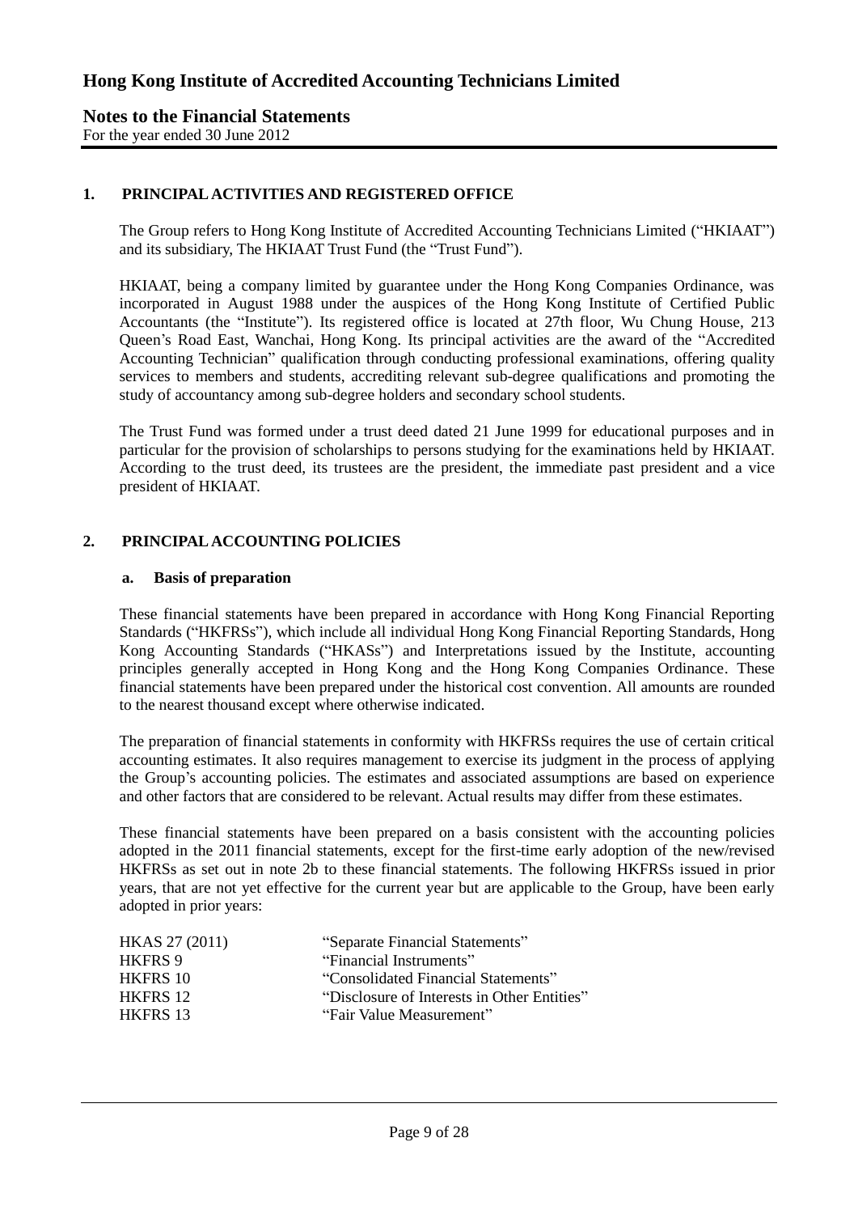# Hong Kong Institute of Accredited Accounting Technicians Limited

## Notes to the Financial Statements

For the year ended 30 June 2012

### 1. PRINCIPAL ACTIVITIES AND REGISTERED OFFICE

The Group refers to Hong Kong Institute of Accredited Accounting Technicians Limited ("HKIAAT") and its subsidiary, The HKIAAT Trust Fund (the "Trust Fund").

HKIAAT, being a company limited by guarantee under the Hong Kong Companies Ordinance, was incorporated in August 1988 under the auspices of the Hong Kong Institute of Certified Public Accountants (the "Institute"). Its registered office is located at 27th floor, Wu Chung House, 213 Queen's Road East, Wanchai, Hong Kong. Its principal activities are the award of the "Accredited Accounting Technician" qualification through conducting professional examinations, offering quality services to members and students, accrediting relevant sub-degree qualifications and promoting the study of accountancy among sub-degree holders and secondary school students.

The Trust Fund was formed under a trust deed dated 21 June 1999 for educational purposes and in particular for the provision of scholarships to persons studying for the examinations held by HKIAAT. According to the trust deed, its trustees are the president, the immediate past president and a vice president of HKIAAT.

### 2. PRINCIPAL ACCOUNTING POLICIES

#### a. Basis of preparation

These financial statements have been prepared in accordance with Hong Kong Financial Reporting Standards ("HKFRSs"), which include all individual Hong Kong Financial Reporting Standards, Hong Kong Accounting Standards ("HKASs") and Interpretations issued by the Institute, accounting principles generally accepted in Hong Kong and the Hong Kong Companies Ordinance. These financial statements have been prepared under the historical cost convention. All amounts are rounded to the nearest thousand except where otherwise indicated.

The preparation of financial statements in conformity with HKFRSs requires the use of certain critical accounting estimates. It also requires management to exercise its judgment in the process of applying the Group's accounting policies. The estimates and associated assumptions are based on experience and other factors that are considered to be relevant. Actual results may differ from these estimates.

These financial statements have been prepared on a basis consistent with the accounting policies adopted in the 2011 financial statements, except for the first-time early adoption of the new/revised HKFRSs as set out in note 2b to these financial statements. The following HKFRSs issued in prior years, that are not yet effective for the current year but are applicable to the Group, have been early adopted in prior years:

| | |
|---|---|
| HKAS 27 (2011) | "Separate Financial Statements" |
| HKFRS 9 | "Financial Instruments" |
| HKFRS 10 | "Consolidated Financial Statements" |
| HKFRS 12 | "Disclosure of Interests in Other Entities" |
| HKFRS 13 | "Fair Value Measurement" |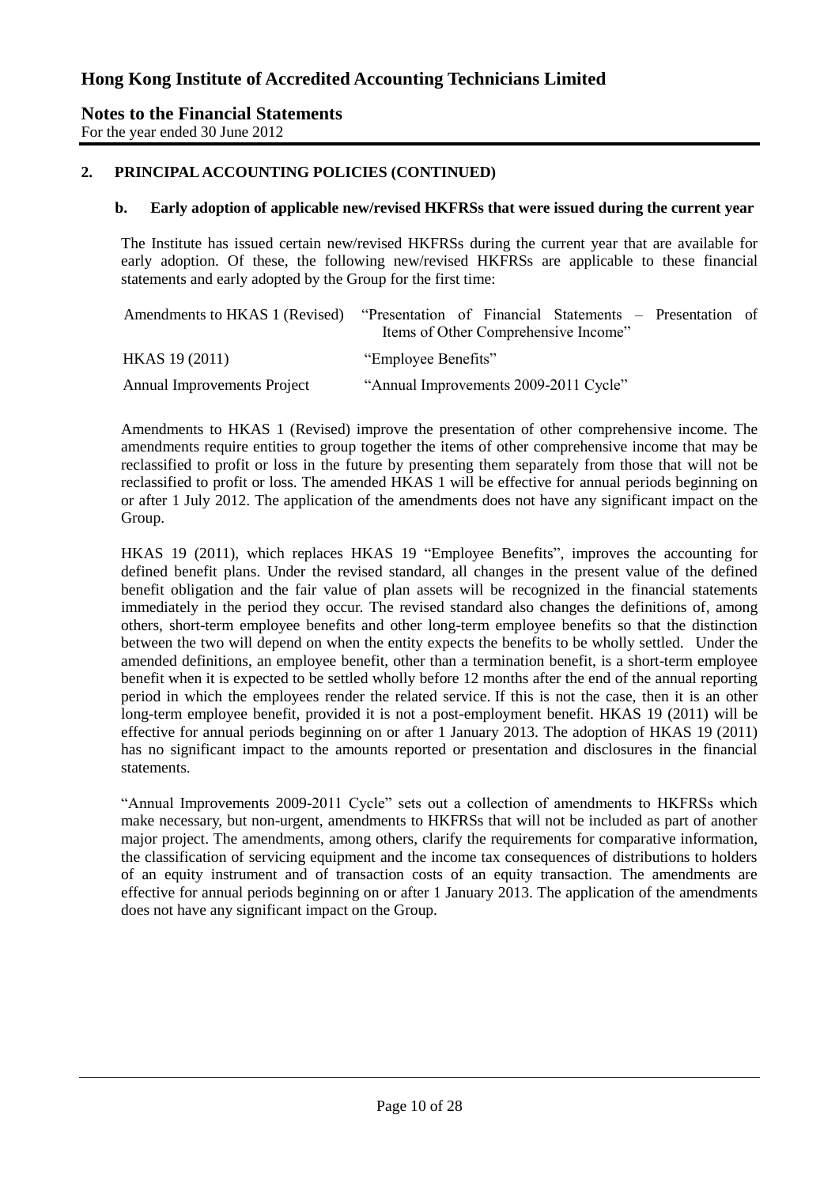## 2. PRINCIPAL ACCOUNTING POLICIES (CONTINUED)

### b. Early adoption of applicable new/revised HKFRSs that were issued during the current year

The Institute has issued certain new/revised HKFRSs during the current year that are available for early adoption. Of these, the following new/revised HKFRSs are applicable to these financial statements and early adopted by the Group for the first time:

| | |
|---|---|
| Amendments to HKAS 1 (Revised) | "Presentation of Financial Statements – Presentation of Items of Other Comprehensive Income" |
| HKAS 19 (2011) | "Employee Benefits" |
| Annual Improvements Project | "Annual Improvements 2009-2011 Cycle" |

Amendments to HKAS 1 (Revised) improve the presentation of other comprehensive income. The amendments require entities to group together the items of other comprehensive income that may be reclassified to profit or loss in the future by presenting them separately from those that will not be reclassified to profit or loss. The amended HKAS 1 will be effective for annual periods beginning on or after 1 July 2012. The application of the amendments does not have any significant impact on the Group.

HKAS 19 (2011), which replaces HKAS 19 "Employee Benefits", improves the accounting for defined benefit plans. Under the revised standard, all changes in the present value of the defined benefit obligation and the fair value of plan assets will be recognized in the financial statements immediately in the period they occur. The revised standard also changes the definitions of, among others, short-term employee benefits and other long-term employee benefits so that the distinction between the two will depend on when the entity expects the benefits to be wholly settled. Under the amended definitions, an employee benefit, other than a termination benefit, is a short-term employee benefit when it is expected to be settled wholly before 12 months after the end of the annual reporting period in which the employees render the related service. If this is not the case, then it is an other long-term employee benefit, provided it is not a post-employment benefit. HKAS 19 (2011) will be effective for annual periods beginning on or after 1 January 2013. The adoption of HKAS 19 (2011) has no significant impact to the amounts reported or presentation and disclosures in the financial statements.

"Annual Improvements 2009-2011 Cycle" sets out a collection of amendments to HKFRSs which make necessary, but non-urgent, amendments to HKFRSs that will not be included as part of another major project. The amendments, among others, clarify the requirements for comparative information, the classification of servicing equipment and the income tax consequences of distributions to holders of an equity instrument and of transaction costs of an equity transaction. The amendments are effective for annual periods beginning on or after 1 January 2013. The application of the amendments does not have any significant impact on the Group.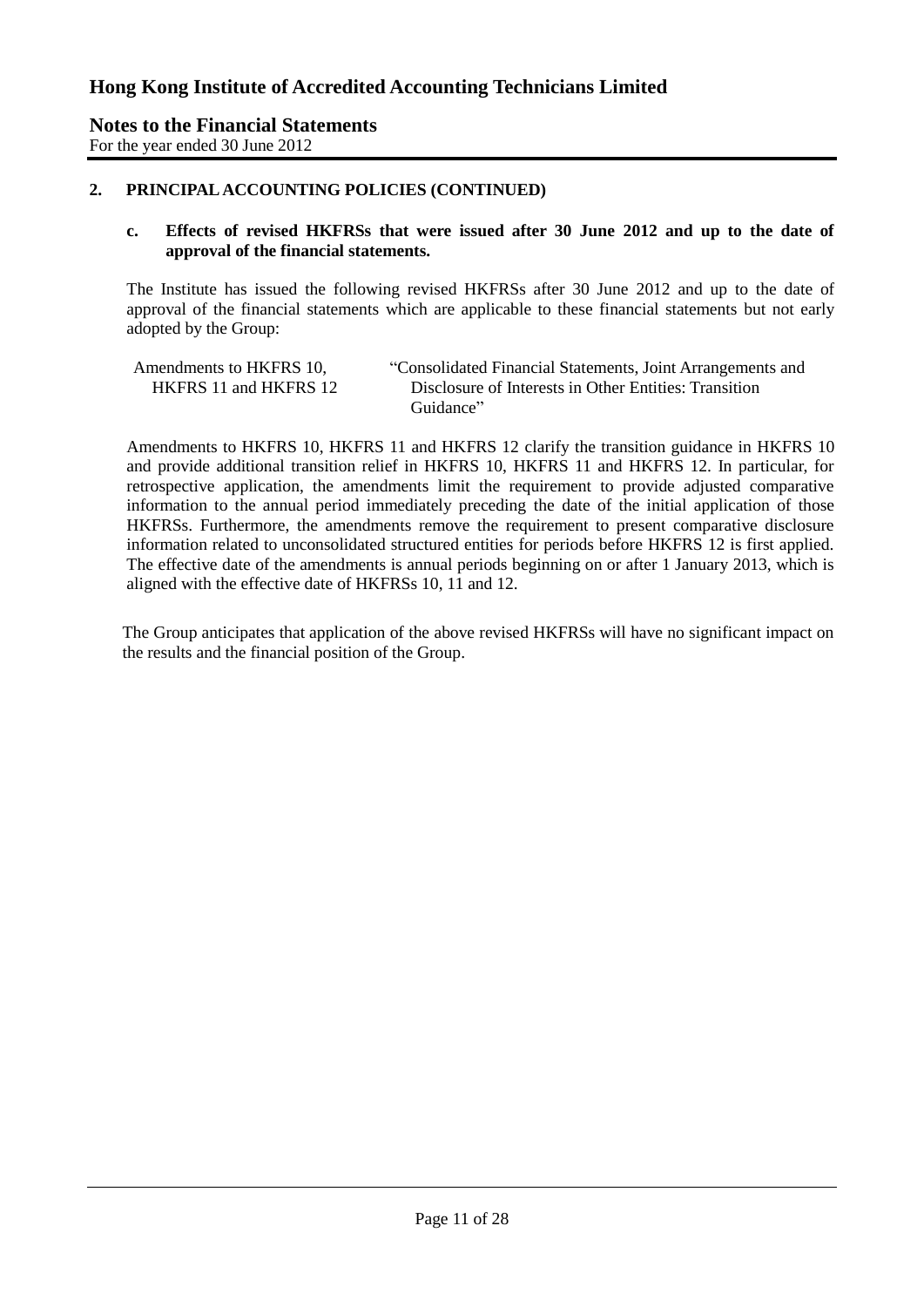## 2. PRINCIPAL ACCOUNTING POLICIES (CONTINUED)

### c. Effects of revised HKFRSs that were issued after 30 June 2012 and up to the date of approval of the financial statements.

The Institute has issued the following revised HKFRSs after 30 June 2012 and up to the date of approval of the financial statements which are applicable to these financial statements but not early adopted by the Group:

| | |
|---|---|
| Amendments to HKFRS 10, HKFRS 11 and HKFRS 12 | "Consolidated Financial Statements, Joint Arrangements and Disclosure of Interests in Other Entities: Transition Guidance" |

Amendments to HKFRS 10, HKFRS 11 and HKFRS 12 clarify the transition guidance in HKFRS 10 and provide additional transition relief in HKFRS 10, HKFRS 11 and HKFRS 12. In particular, for retrospective application, the amendments limit the requirement to provide adjusted comparative information to the annual period immediately preceding the date of the initial application of those HKFRSs. Furthermore, the amendments remove the requirement to present comparative disclosure information related to unconsolidated structured entities for periods before HKFRS 12 is first applied. The effective date of the amendments is annual periods beginning on or after 1 January 2013, which is aligned with the effective date of HKFRSs 10, 11 and 12.

The Group anticipates that application of the above revised HKFRSs will have no significant impact on the results and the financial position of the Group.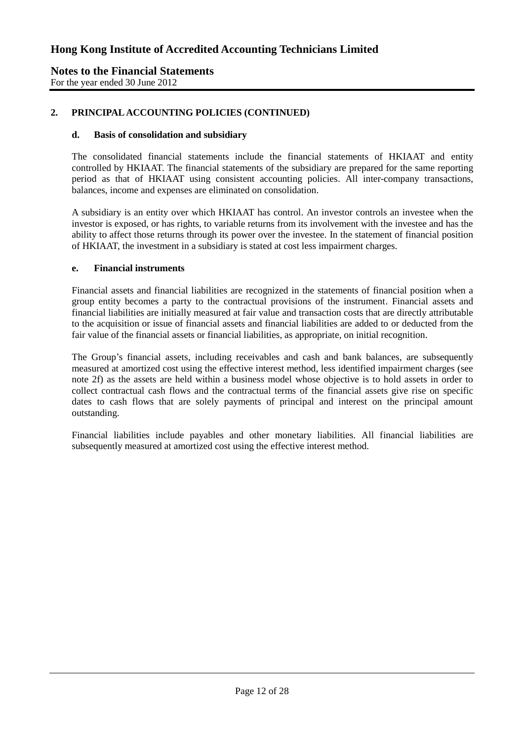## 2. PRINCIPAL ACCOUNTING POLICIES (CONTINUED)

### d. Basis of consolidation and subsidiary

The consolidated financial statements include the financial statements of HKIAAT and entity controlled by HKIAAT. The financial statements of the subsidiary are prepared for the same reporting period as that of HKIAAT using consistent accounting policies. All inter-company transactions, balances, income and expenses are eliminated on consolidation.

A subsidiary is an entity over which HKIAAT has control. An investor controls an investee when the investor is exposed, or has rights, to variable returns from its involvement with the investee and has the ability to affect those returns through its power over the investee. In the statement of financial position of HKIAAT, the investment in a subsidiary is stated at cost less impairment charges.

### e. Financial instruments

Financial assets and financial liabilities are recognized in the statements of financial position when a group entity becomes a party to the contractual provisions of the instrument. Financial assets and financial liabilities are initially measured at fair value and transaction costs that are directly attributable to the acquisition or issue of financial assets and financial liabilities are added to or deducted from the fair value of the financial assets or financial liabilities, as appropriate, on initial recognition.

The Group's financial assets, including receivables and cash and bank balances, are subsequently measured at amortized cost using the effective interest method, less identified impairment charges (see note 2f) as the assets are held within a business model whose objective is to hold assets in order to collect contractual cash flows and the contractual terms of the financial assets give rise on specific dates to cash flows that are solely payments of principal and interest on the principal amount outstanding.

Financial liabilities include payables and other monetary liabilities. All financial liabilities are subsequently measured at amortized cost using the effective interest method.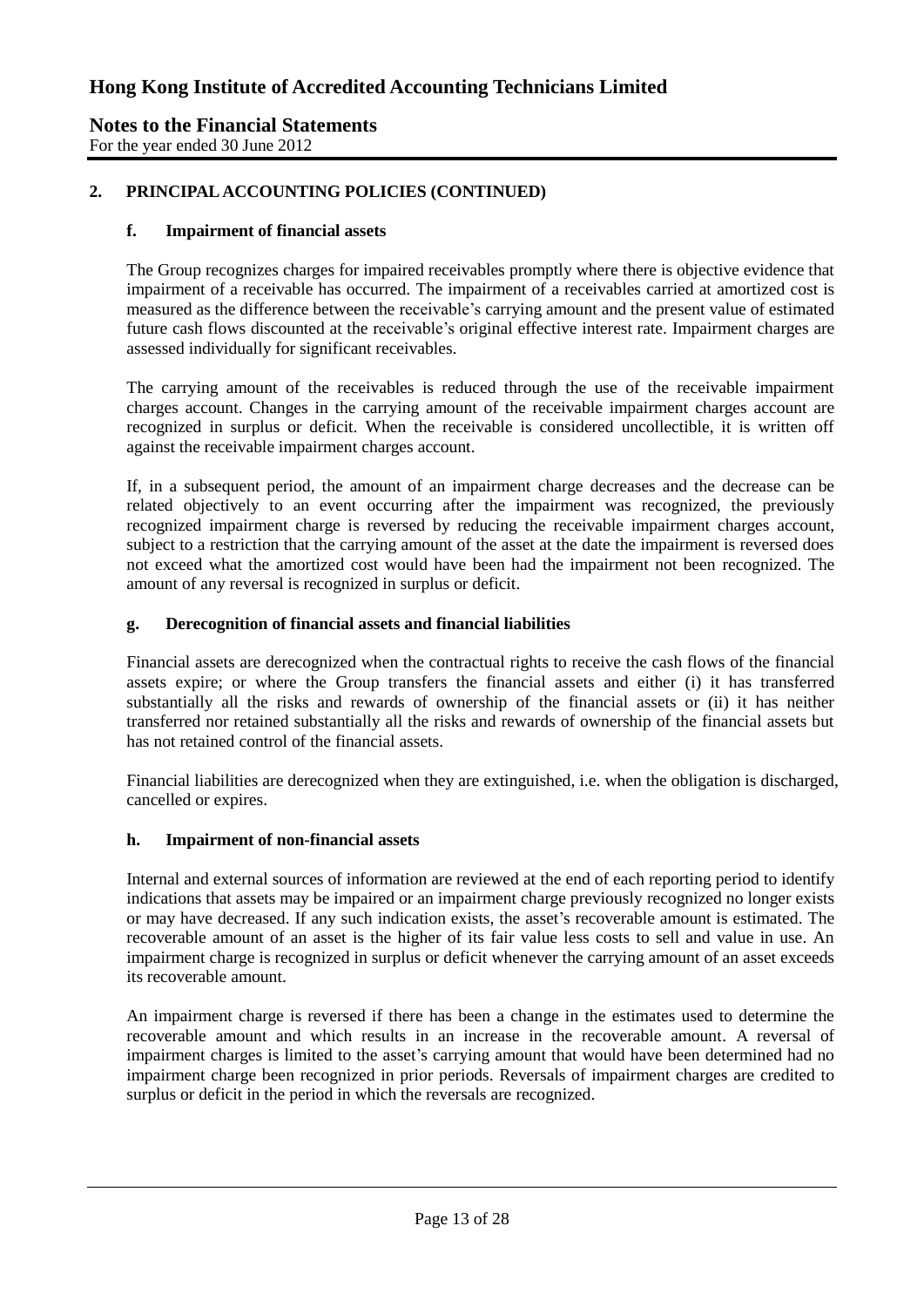## 2. PRINCIPAL ACCOUNTING POLICIES (CONTINUED)

### f. Impairment of financial assets

The Group recognizes charges for impaired receivables promptly where there is objective evidence that impairment of a receivable has occurred. The impairment of a receivables carried at amortized cost is measured as the difference between the receivable's carrying amount and the present value of estimated future cash flows discounted at the receivable's original effective interest rate. Impairment charges are assessed individually for significant receivables.

The carrying amount of the receivables is reduced through the use of the receivable impairment charges account. Changes in the carrying amount of the receivable impairment charges account are recognized in surplus or deficit. When the receivable is considered uncollectible, it is written off against the receivable impairment charges account.

If, in a subsequent period, the amount of an impairment charge decreases and the decrease can be related objectively to an event occurring after the impairment was recognized, the previously recognized impairment charge is reversed by reducing the receivable impairment charges account, subject to a restriction that the carrying amount of the asset at the date the impairment is reversed does not exceed what the amortized cost would have been had the impairment not been recognized. The amount of any reversal is recognized in surplus or deficit.

### g. Derecognition of financial assets and financial liabilities

Financial assets are derecognized when the contractual rights to receive the cash flows of the financial assets expire; or where the Group transfers the financial assets and either (i) it has transferred substantially all the risks and rewards of ownership of the financial assets or (ii) it has neither transferred nor retained substantially all the risks and rewards of ownership of the financial assets but has not retained control of the financial assets.

Financial liabilities are derecognized when they are extinguished, i.e. when the obligation is discharged, cancelled or expires.

### h. Impairment of non-financial assets

Internal and external sources of information are reviewed at the end of each reporting period to identify indications that assets may be impaired or an impairment charge previously recognized no longer exists or may have decreased. If any such indication exists, the asset's recoverable amount is estimated. The recoverable amount of an asset is the higher of its fair value less costs to sell and value in use. An impairment charge is recognized in surplus or deficit whenever the carrying amount of an asset exceeds its recoverable amount.

An impairment charge is reversed if there has been a change in the estimates used to determine the recoverable amount and which results in an increase in the recoverable amount. A reversal of impairment charges is limited to the asset's carrying amount that would have been determined had no impairment charge been recognized in prior periods. Reversals of impairment charges are credited to surplus or deficit in the period in which the reversals are recognized.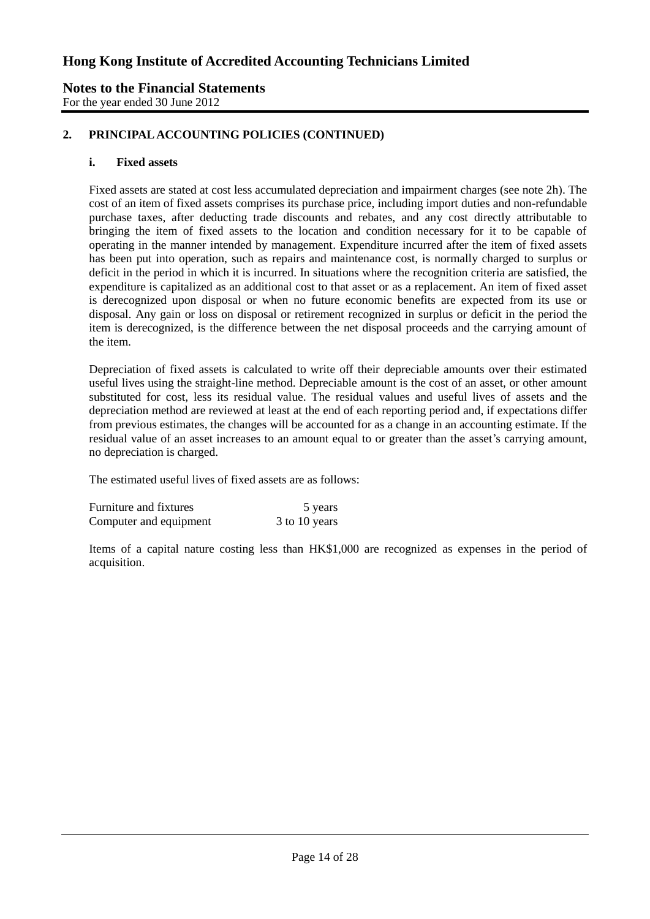## 2. PRINCIPAL ACCOUNTING POLICIES (CONTINUED)

### i. Fixed assets

Fixed assets are stated at cost less accumulated depreciation and impairment charges (see note 2h). The cost of an item of fixed assets comprises its purchase price, including import duties and non-refundable purchase taxes, after deducting trade discounts and rebates, and any cost directly attributable to bringing the item of fixed assets to the location and condition necessary for it to be capable of operating in the manner intended by management. Expenditure incurred after the item of fixed assets has been put into operation, such as repairs and maintenance cost, is normally charged to surplus or deficit in the period in which it is incurred. In situations where the recognition criteria are satisfied, the expenditure is capitalized as an additional cost to that asset or as a replacement. An item of fixed asset is derecognized upon disposal or when no future economic benefits are expected from its use or disposal. Any gain or loss on disposal or retirement recognized in surplus or deficit in the period the item is derecognized, is the difference between the net disposal proceeds and the carrying amount of the item.

Depreciation of fixed assets is calculated to write off their depreciable amounts over their estimated useful lives using the straight-line method. Depreciable amount is the cost of an asset, or other amount substituted for cost, less its residual value. The residual values and useful lives of assets and the depreciation method are reviewed at least at the end of each reporting period and, if expectations differ from previous estimates, the changes will be accounted for as a change in an accounting estimate. If the residual value of an asset increases to an amount equal to or greater than the asset's carrying amount, no depreciation is charged.

The estimated useful lives of fixed assets are as follows:

| | |
|---|---|
| Furniture and fixtures | 5 years |
| Computer and equipment | 3 to 10 years |

Items of a capital nature costing less than HK$1,000 are recognized as expenses in the period of acquisition.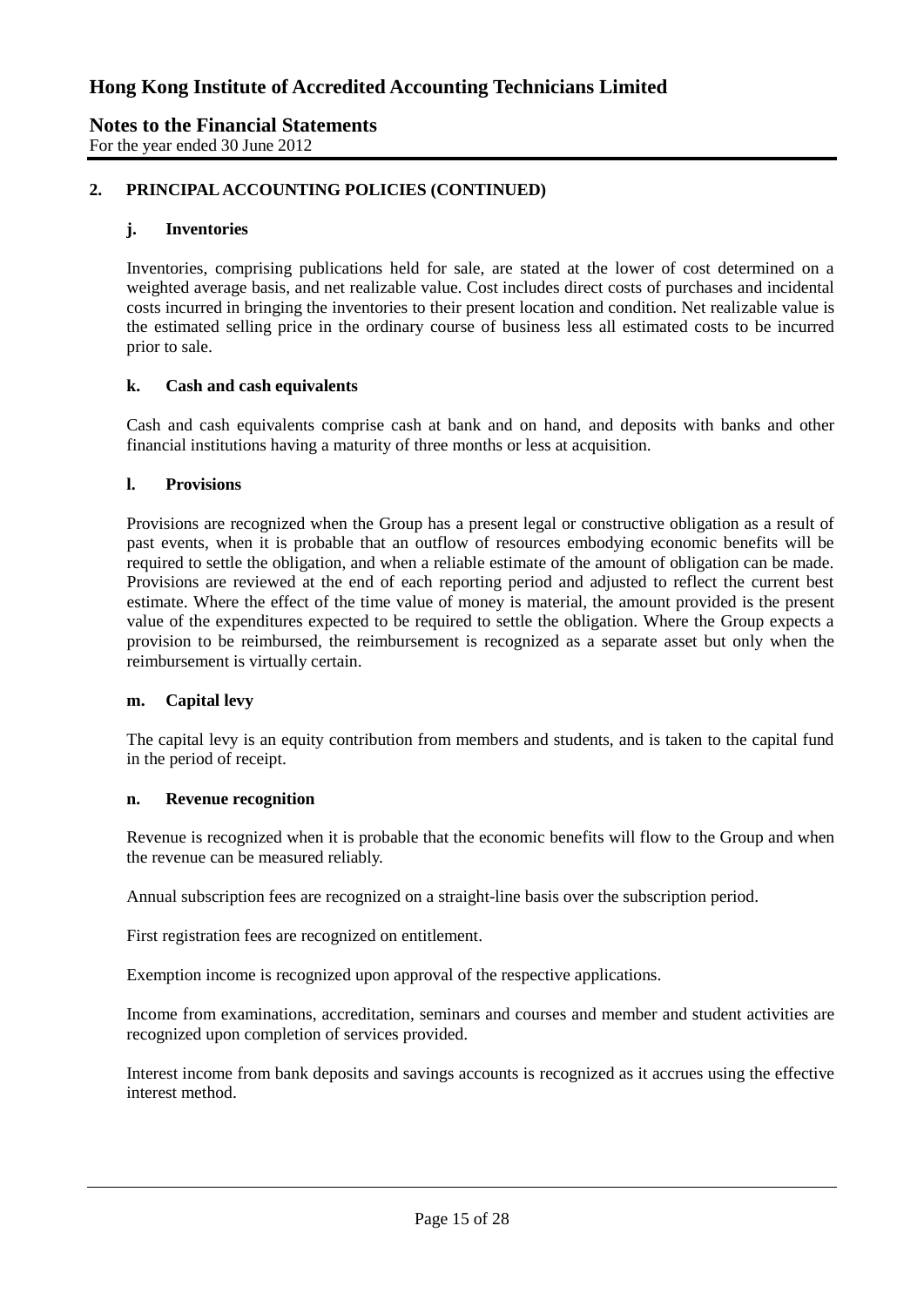## 2. PRINCIPAL ACCOUNTING POLICIES (CONTINUED)

### j. Inventories

Inventories, comprising publications held for sale, are stated at the lower of cost determined on a weighted average basis, and net realizable value. Cost includes direct costs of purchases and incidental costs incurred in bringing the inventories to their present location and condition. Net realizable value is the estimated selling price in the ordinary course of business less all estimated costs to be incurred prior to sale.

### k. Cash and cash equivalents

Cash and cash equivalents comprise cash at bank and on hand, and deposits with banks and other financial institutions having a maturity of three months or less at acquisition.

### l. Provisions

Provisions are recognized when the Group has a present legal or constructive obligation as a result of past events, when it is probable that an outflow of resources embodying economic benefits will be required to settle the obligation, and when a reliable estimate of the amount of obligation can be made. Provisions are reviewed at the end of each reporting period and adjusted to reflect the current best estimate. Where the effect of the time value of money is material, the amount provided is the present value of the expenditures expected to be required to settle the obligation. Where the Group expects a provision to be reimbursed, the reimbursement is recognized as a separate asset but only when the reimbursement is virtually certain.

### m. Capital levy

The capital levy is an equity contribution from members and students, and is taken to the capital fund in the period of receipt.

### n. Revenue recognition

Revenue is recognized when it is probable that the economic benefits will flow to the Group and when the revenue can be measured reliably.

Annual subscription fees are recognized on a straight-line basis over the subscription period.

First registration fees are recognized on entitlement.

Exemption income is recognized upon approval of the respective applications.

Income from examinations, accreditation, seminars and courses and member and student activities are recognized upon completion of services provided.

Interest income from bank deposits and savings accounts is recognized as it accrues using the effective interest method.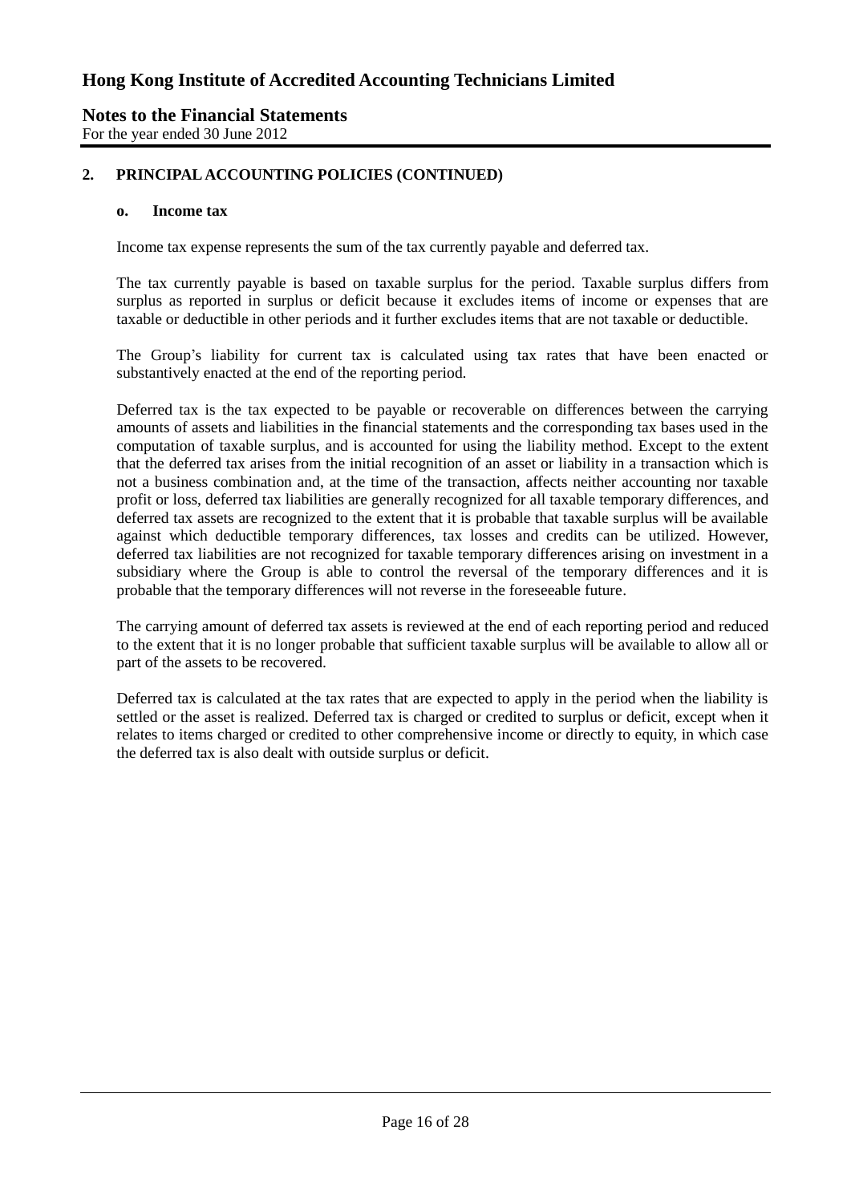## 2. PRINCIPAL ACCOUNTING POLICIES (CONTINUED)

### o. Income tax

Income tax expense represents the sum of the tax currently payable and deferred tax.

The tax currently payable is based on taxable surplus for the period. Taxable surplus differs from surplus as reported in surplus or deficit because it excludes items of income or expenses that are taxable or deductible in other periods and it further excludes items that are not taxable or deductible.

The Group's liability for current tax is calculated using tax rates that have been enacted or substantively enacted at the end of the reporting period.

Deferred tax is the tax expected to be payable or recoverable on differences between the carrying amounts of assets and liabilities in the financial statements and the corresponding tax bases used in the computation of taxable surplus, and is accounted for using the liability method. Except to the extent that the deferred tax arises from the initial recognition of an asset or liability in a transaction which is not a business combination and, at the time of the transaction, affects neither accounting nor taxable profit or loss, deferred tax liabilities are generally recognized for all taxable temporary differences, and deferred tax assets are recognized to the extent that it is probable that taxable surplus will be available against which deductible temporary differences, tax losses and credits can be utilized. However, deferred tax liabilities are not recognized for taxable temporary differences arising on investment in a subsidiary where the Group is able to control the reversal of the temporary differences and it is probable that the temporary differences will not reverse in the foreseeable future.

The carrying amount of deferred tax assets is reviewed at the end of each reporting period and reduced to the extent that it is no longer probable that sufficient taxable surplus will be available to allow all or part of the assets to be recovered.

Deferred tax is calculated at the tax rates that are expected to apply in the period when the liability is settled or the asset is realized. Deferred tax is charged or credited to surplus or deficit, except when it relates to items charged or credited to other comprehensive income or directly to equity, in which case the deferred tax is also dealt with outside surplus or deficit.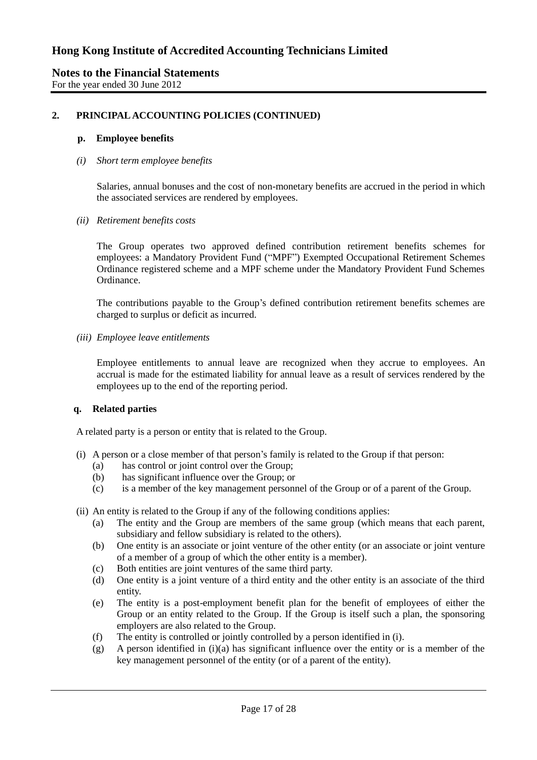## 2. PRINCIPAL ACCOUNTING POLICIES (CONTINUED)

### p. Employee benefits

*(i) Short term employee benefits*

Salaries, annual bonuses and the cost of non-monetary benefits are accrued in the period in which the associated services are rendered by employees.

*(ii) Retirement benefits costs*

The Group operates two approved defined contribution retirement benefits schemes for employees: a Mandatory Provident Fund ("MPF") Exempted Occupational Retirement Schemes Ordinance registered scheme and a MPF scheme under the Mandatory Provident Fund Schemes Ordinance.

The contributions payable to the Group's defined contribution retirement benefits schemes are charged to surplus or deficit as incurred.

*(iii) Employee leave entitlements*

Employee entitlements to annual leave are recognized when they accrue to employees. An accrual is made for the estimated liability for annual leave as a result of services rendered by the employees up to the end of the reporting period.

### q. Related parties

A related party is a person or entity that is related to the Group.

(i) A person or a close member of that person's family is related to the Group if that person:
- (a) has control or joint control over the Group;
- (b) has significant influence over the Group; or
- (c) is a member of the key management personnel of the Group or of a parent of the Group.

(ii) An entity is related to the Group if any of the following conditions applies:
- (a) The entity and the Group are members of the same group (which means that each parent, subsidiary and fellow subsidiary is related to the others).
- (b) One entity is an associate or joint venture of the other entity (or an associate or joint venture of a member of a group of which the other entity is a member).
- (c) Both entities are joint ventures of the same third party.
- (d) One entity is a joint venture of a third entity and the other entity is an associate of the third entity.
- (e) The entity is a post-employment benefit plan for the benefit of employees of either the Group or an entity related to the Group. If the Group is itself such a plan, the sponsoring employers are also related to the Group.
- (f) The entity is controlled or jointly controlled by a person identified in (i).
- (g) A person identified in (i)(a) has significant influence over the entity or is a member of the key management personnel of the entity (or of a parent of the entity).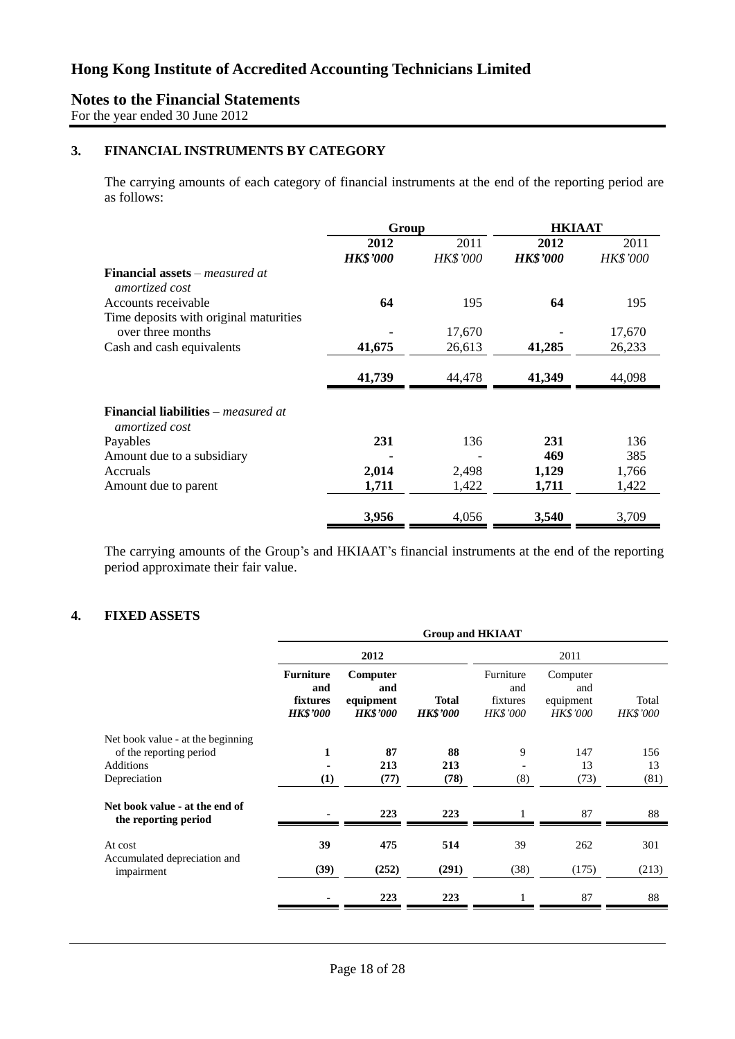# Hong Kong Institute of Accredited Accounting Technicians Limited

## Notes to the Financial Statements

For the year ended 30 June 2012

### 3. FINANCIAL INSTRUMENTS BY CATEGORY

The carrying amounts of each category of financial instruments at the end of the reporting period are as follows:

| | Group | | HKIAAT | |
|---|---|---|---|---|
| | **2012** | 2011 | **2012** | 2011 |
| | ***HK$'000*** | *HK$'000* | ***HK$'000*** | *HK$'000* |
| **Financial assets** – *measured at amortized cost* | | | | |
| Accounts receivable | **64** | 195 | **64** | 195 |
| Time deposits with original maturities over three months | **-** | 17,670 | **-** | 17,670 |
| Cash and cash equivalents | **41,675** | 26,613 | **41,285** | 26,233 |
| | **41,739** | 44,478 | **41,349** | 44,098 |
| **Financial liabilities** – *measured at amortized cost* | | | | |
| Payables | **231** | 136 | **231** | 136 |
| Amount due to a subsidiary | **-** | - | **469** | 385 |
| Accruals | **2,014** | 2,498 | **1,129** | 1,766 |
| Amount due to parent | **1,711** | 1,422 | **1,711** | 1,422 |
| | **3,956** | 4,056 | **3,540** | 3,709 |

The carrying amounts of the Group's and HKIAAT's financial instruments at the end of the reporting period approximate their fair value.

### 4. FIXED ASSETS

| | Group and HKIAAT | | | | | |
|---|---|---|---|---|---|---|
| | **2012** | | | 2011 | | |
| | **Furniture and fixtures** | **Computer and equipment** | **Total** | Furniture and fixtures | Computer and equipment | Total |
| | ***HK$'000*** | ***HK$'000*** | ***HK$'000*** | *HK$'000* | *HK$'000* | *HK$'000* |
| Net book value - at the beginning of the reporting period | **1** | **87** | **88** | 9 | 147 | 156 |
| Additions | **-** | **213** | **213** | - | 13 | 13 |
| Depreciation | **(1)** | **(77)** | **(78)** | (8) | (73) | (81) |
| **Net book value - at the end of the reporting period** | **-** | **223** | **223** | 1 | 87 | 88 |
| At cost | **39** | **475** | **514** | 39 | 262 | 301 |
| Accumulated depreciation and impairment | **(39)** | **(252)** | **(291)** | (38) | (175) | (213) |
| | **-** | **223** | **223** | 1 | 87 | 88 |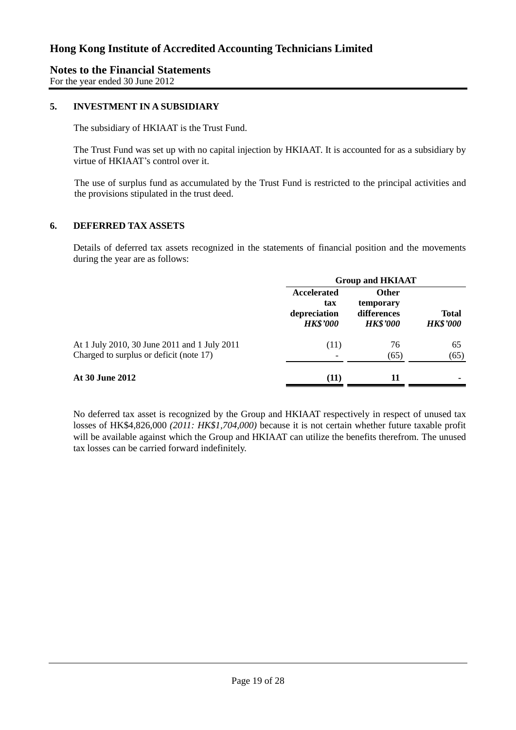## 5. INVESTMENT IN A SUBSIDIARY

The subsidiary of HKIAAT is the Trust Fund.

The Trust Fund was set up with no capital injection by HKIAAT. It is accounted for as a subsidiary by virtue of HKIAAT's control over it.

The use of surplus fund as accumulated by the Trust Fund is restricted to the principal activities and the provisions stipulated in the trust deed.

## 6. DEFERRED TAX ASSETS

Details of deferred tax assets recognized in the statements of financial position and the movements during the year are as follows:

| | Group and HKIAAT | | |
|---|---|---|---|
| | **Accelerated tax depreciation** *HK$'000* | **Other temporary differences** *HK$'000* | **Total** *HK$'000* |
| At 1 July 2010, 30 June 2011 and 1 July 2011 | (11) | 76 | 65 |
| Charged to surplus or deficit (note 17) | - | (65) | (65) |
| **At 30 June 2012** | **(11)** | **11** | **-** |

No deferred tax asset is recognized by the Group and HKIAAT respectively in respect of unused tax losses of HK$4,826,000 *(2011: HK$1,704,000)* because it is not certain whether future taxable profit will be available against which the Group and HKIAAT can utilize the benefits therefrom. The unused tax losses can be carried forward indefinitely.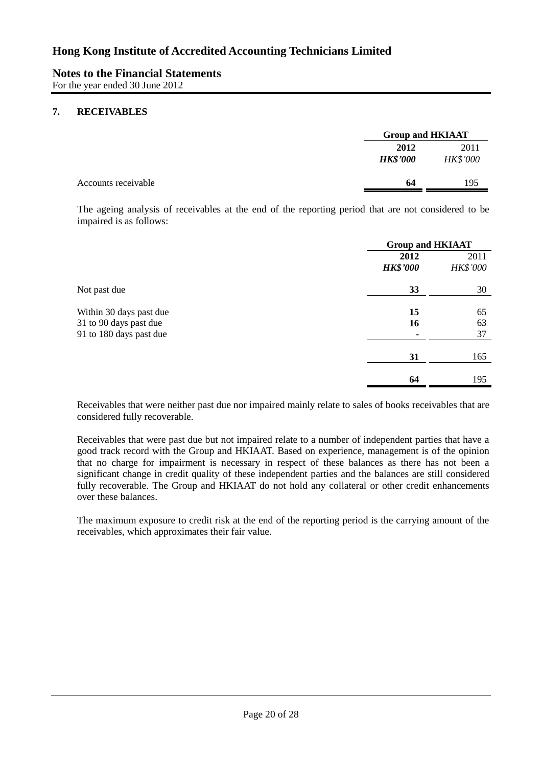# Hong Kong Institute of Accredited Accounting Technicians Limited

## Notes to the Financial Statements

For the year ended 30 June 2012

### 7. RECEIVABLES

| | Group and HKIAAT | |
|---|---|---|
| | **2012** | 2011 |
| | ***HK$'000*** | *HK$'000* |
| Accounts receivable | **64** | 195 |

The ageing analysis of receivables at the end of the reporting period that are not considered to be impaired is as follows:

| | Group and HKIAAT | |
|---|---|---|
| | **2012** | 2011 |
| | ***HK$'000*** | *HK$'000* |
| Not past due | **33** | 30 |
| Within 30 days past due | **15** | 65 |
| 31 to 90 days past due | **16** | 63 |
| 91 to 180 days past due | **-** | 37 |
| | **31** | 165 |
| | **64** | 195 |

Receivables that were neither past due nor impaired mainly relate to sales of books receivables that are considered fully recoverable.

Receivables that were past due but not impaired relate to a number of independent parties that have a good track record with the Group and HKIAAT. Based on experience, management is of the opinion that no charge for impairment is necessary in respect of these balances as there has not been a significant change in credit quality of these independent parties and the balances are still considered fully recoverable. The Group and HKIAAT do not hold any collateral or other credit enhancements over these balances.

The maximum exposure to credit risk at the end of the reporting period is the carrying amount of the receivables, which approximates their fair value.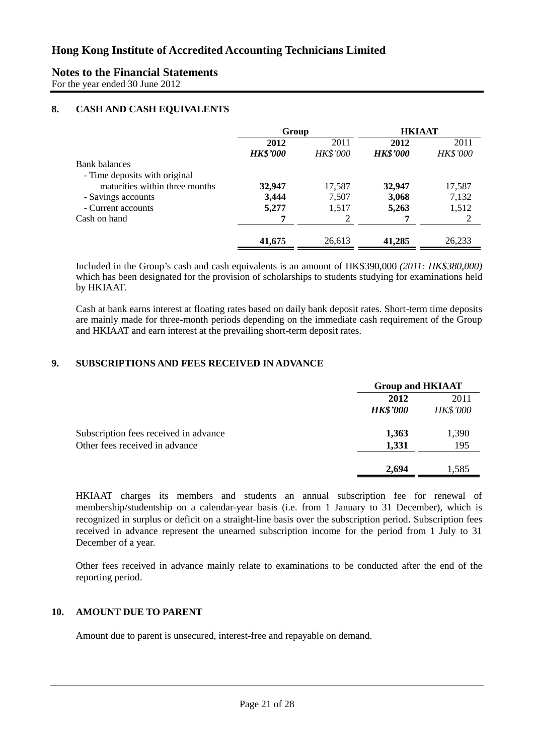# Hong Kong Institute of Accredited Accounting Technicians Limited

## Notes to the Financial Statements

For the year ended 30 June 2012

### 8. CASH AND CASH EQUIVALENTS

| | Group | | HKIAAT | |
|---|---|---|---|---|
| | **2012** | 2011 | **2012** | 2011 |
| | ***HK$'000*** | *HK$'000* | ***HK$'000*** | *HK$'000* |
| Bank balances | | | | |
| - Time deposits with original maturities within three months | **32,947** | 17,587 | **32,947** | 17,587 |
| - Savings accounts | **3,444** | 7,507 | **3,068** | 7,132 |
| - Current accounts | **5,277** | 1,517 | **5,263** | 1,512 |
| Cash on hand | **7** | 2 | **7** | 2 |
| | **41,675** | 26,613 | **41,285** | 26,233 |

Included in the Group's cash and cash equivalents is an amount of HK$390,000 *(2011: HK$380,000)* which has been designated for the provision of scholarships to students studying for examinations held by HKIAAT.

Cash at bank earns interest at floating rates based on daily bank deposit rates. Short-term time deposits are mainly made for three-month periods depending on the immediate cash requirement of the Group and HKIAAT and earn interest at the prevailing short-term deposit rates.

### 9. SUBSCRIPTIONS AND FEES RECEIVED IN ADVANCE

| | Group and HKIAAT | |
|---|---|---|
| | **2012** | 2011 |
| | ***HK$'000*** | *HK$'000* |
| Subscription fees received in advance | **1,363** | 1,390 |
| Other fees received in advance | **1,331** | 195 |
| | **2,694** | 1,585 |

HKIAAT charges its members and students an annual subscription fee for renewal of membership/studentship on a calendar-year basis (i.e. from 1 January to 31 December), which is recognized in surplus or deficit on a straight-line basis over the subscription period. Subscription fees received in advance represent the unearned subscription income for the period from 1 July to 31 December of a year.

Other fees received in advance mainly relate to examinations to be conducted after the end of the reporting period.

### 10. AMOUNT DUE TO PARENT

Amount due to parent is unsecured, interest-free and repayable on demand.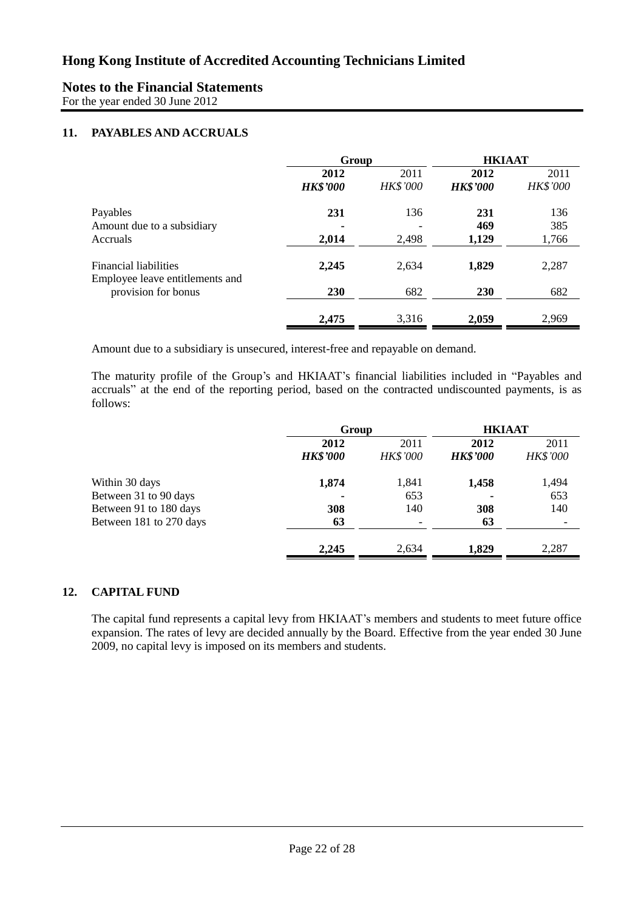# Hong Kong Institute of Accredited Accounting Technicians Limited

## Notes to the Financial Statements

For the year ended 30 June 2012

### 11. PAYABLES AND ACCRUALS

| | Group | | HKIAAT | |
|---|---|---|---|---|
| | **2012** | 2011 | **2012** | 2011 |
| | ***HK$'000*** | *HK$'000* | ***HK$'000*** | *HK$'000* |
| Payables | **231** | 136 | **231** | 136 |
| Amount due to a subsidiary | **-** | - | **469** | 385 |
| Accruals | **2,014** | 2,498 | **1,129** | 1,766 |
| Financial liabilities | **2,245** | 2,634 | **1,829** | 2,287 |
| Employee leave entitlements and provision for bonus | **230** | 682 | **230** | 682 |
| | **2,475** | 3,316 | **2,059** | 2,969 |

Amount due to a subsidiary is unsecured, interest-free and repayable on demand.

The maturity profile of the Group's and HKIAAT's financial liabilities included in "Payables and accruals" at the end of the reporting period, based on the contracted undiscounted payments, is as follows:

| | Group | | HKIAAT | |
|---|---|---|---|---|
| | **2012** | 2011 | **2012** | 2011 |
| | ***HK$'000*** | *HK$'000* | ***HK$'000*** | *HK$'000* |
| Within 30 days | **1,874** | 1,841 | **1,458** | 1,494 |
| Between 31 to 90 days | **-** | 653 | **-** | 653 |
| Between 91 to 180 days | **308** | 140 | **308** | 140 |
| Between 181 to 270 days | **63** | - | **63** | - |
| | **2,245** | 2,634 | **1,829** | 2,287 |

### 12. CAPITAL FUND

The capital fund represents a capital levy from HKIAAT's members and students to meet future office expansion. The rates of levy are decided annually by the Board. Effective from the year ended 30 June 2009, no capital levy is imposed on its members and students.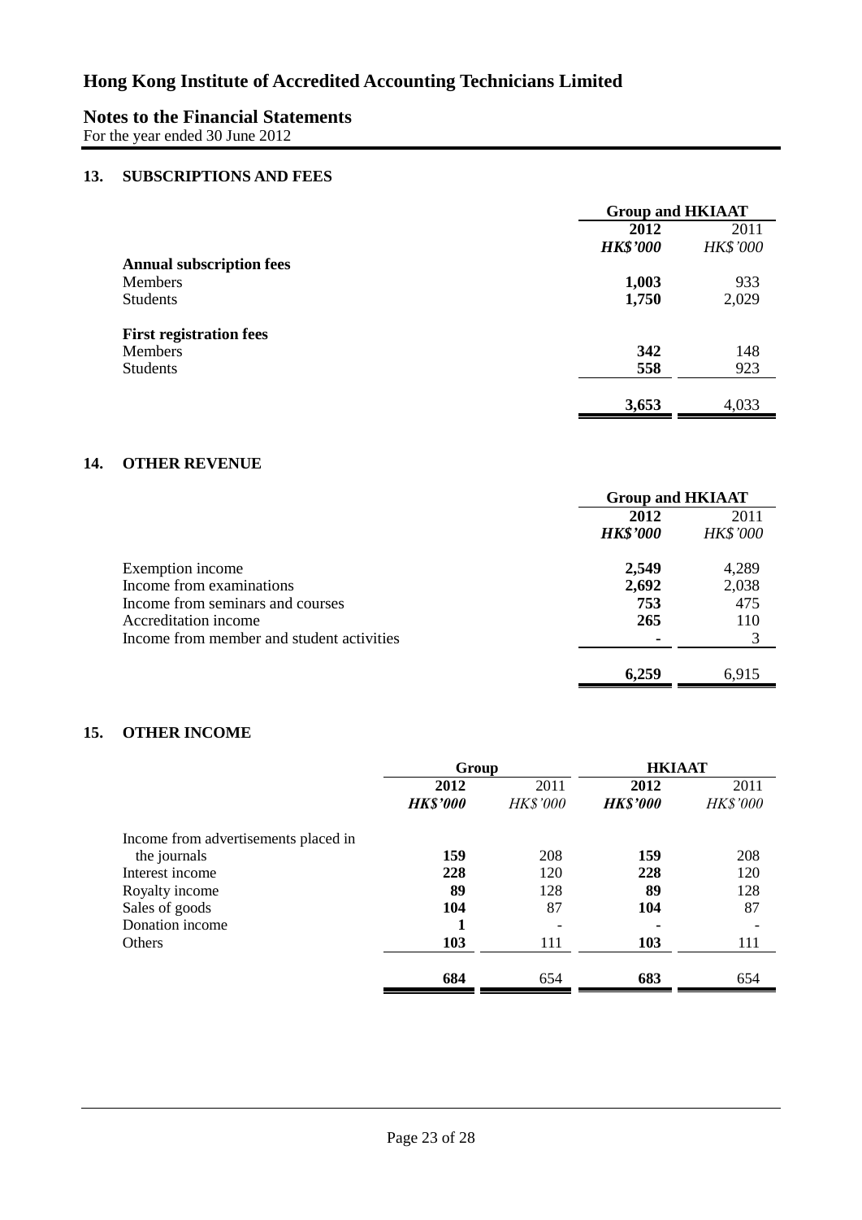# Hong Kong Institute of Accredited Accounting Technicians Limited

## Notes to the Financial Statements

For the year ended 30 June 2012

### 13. SUBSCRIPTIONS AND FEES

| | Group and HKIAAT | |
|---|---|---|
| | **2012** | 2011 |
| | ***HK$'000*** | *HK$'000* |
| **Annual subscription fees** | | |
| Members | **1,003** | 933 |
| Students | **1,750** | 2,029 |
| **First registration fees** | | |
| Members | **342** | 148 |
| Students | **558** | 923 |
| | **3,653** | 4,033 |

### 14. OTHER REVENUE

| | Group and HKIAAT | |
|---|---|---|
| | **2012** | 2011 |
| | ***HK$'000*** | *HK$'000* |
| Exemption income | **2,549** | 4,289 |
| Income from examinations | **2,692** | 2,038 |
| Income from seminars and courses | **753** | 475 |
| Accreditation income | **265** | 110 |
| Income from member and student activities | **-** | 3 |
| | **6,259** | 6,915 |

### 15. OTHER INCOME

| | Group | | HKIAAT | |
|---|---|---|---|---|
| | **2012** | 2011 | **2012** | 2011 |
| | ***HK$'000*** | *HK$'000* | ***HK$'000*** | *HK$'000* |
| Income from advertisements placed in the journals | **159** | 208 | **159** | 208 |
| Interest income | **228** | 120 | **228** | 120 |
| Royalty income | **89** | 128 | **89** | 128 |
| Sales of goods | **104** | 87 | **104** | 87 |
| Donation income | **1** | - | **-** | - |
| Others | **103** | 111 | **103** | 111 |
| | **684** | 654 | **683** | 654 |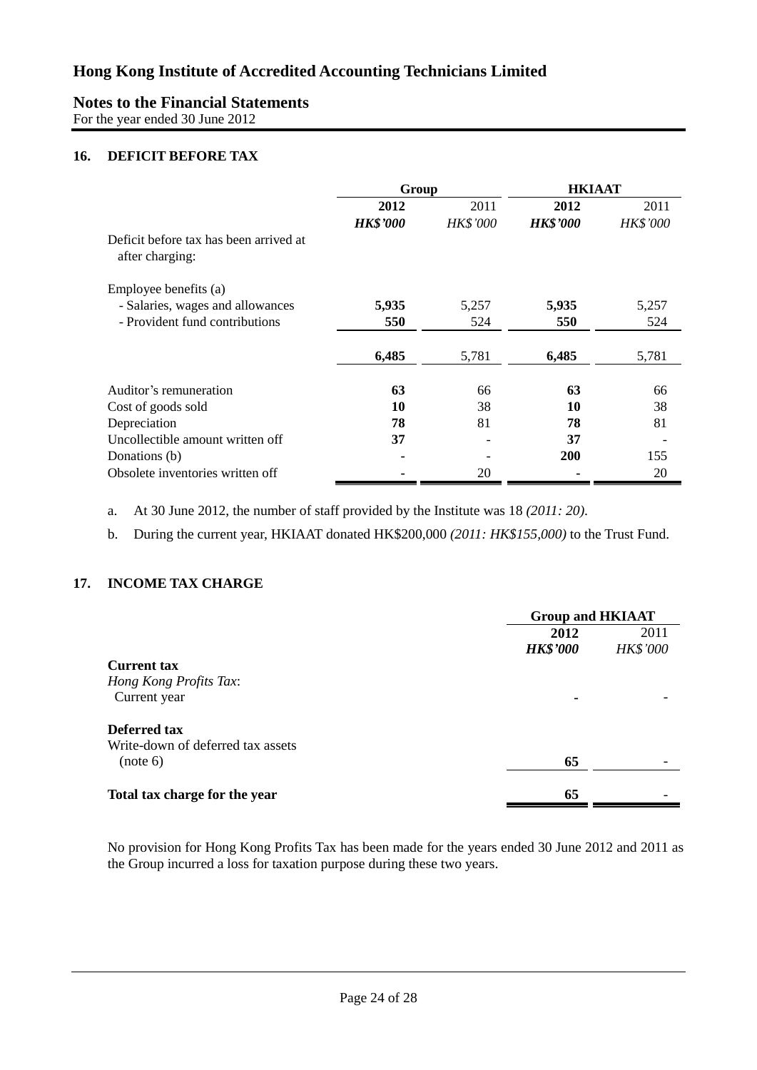# Hong Kong Institute of Accredited Accounting Technicians Limited

## Notes to the Financial Statements

For the year ended 30 June 2012

### 16. DEFICIT BEFORE TAX

| | Group | | HKIAAT | |
|---|---|---|---|---|
| | **2012** | 2011 | **2012** | 2011 |
| | ***HK$'000*** | *HK$'000* | ***HK$'000*** | *HK$'000* |
| Deficit before tax has been arrived at after charging: | | | | |
| Employee benefits (a) | | | | |
| - Salaries, wages and allowances | **5,935** | 5,257 | **5,935** | 5,257 |
| - Provident fund contributions | **550** | 524 | **550** | 524 |
| | **6,485** | 5,781 | **6,485** | 5,781 |
| Auditor's remuneration | **63** | 66 | **63** | 66 |
| Cost of goods sold | **10** | 38 | **10** | 38 |
| Depreciation | **78** | 81 | **78** | 81 |
| Uncollectible amount written off | **37** | - | **37** | - |
| Donations (b) | **-** | - | **200** | 155 |
| Obsolete inventories written off | **-** | 20 | **-** | 20 |

a. At 30 June 2012, the number of staff provided by the Institute was 18 *(2011: 20)*.

b. During the current year, HKIAAT donated HK$200,000 *(2011: HK$155,000)* to the Trust Fund.

### 17. INCOME TAX CHARGE

| | Group and HKIAAT | |
|---|---|---|
| | **2012** | 2011 |
| | ***HK$'000*** | *HK$'000* |
| **Current tax** | | |
| *Hong Kong Profits Tax*: | | |
| Current year | **-** | - |
| **Deferred tax** | | |
| Write-down of deferred tax assets (note 6) | **65** | - |
| **Total tax charge for the year** | **65** | - |

No provision for Hong Kong Profits Tax has been made for the years ended 30 June 2012 and 2011 as the Group incurred a loss for taxation purpose during these two years.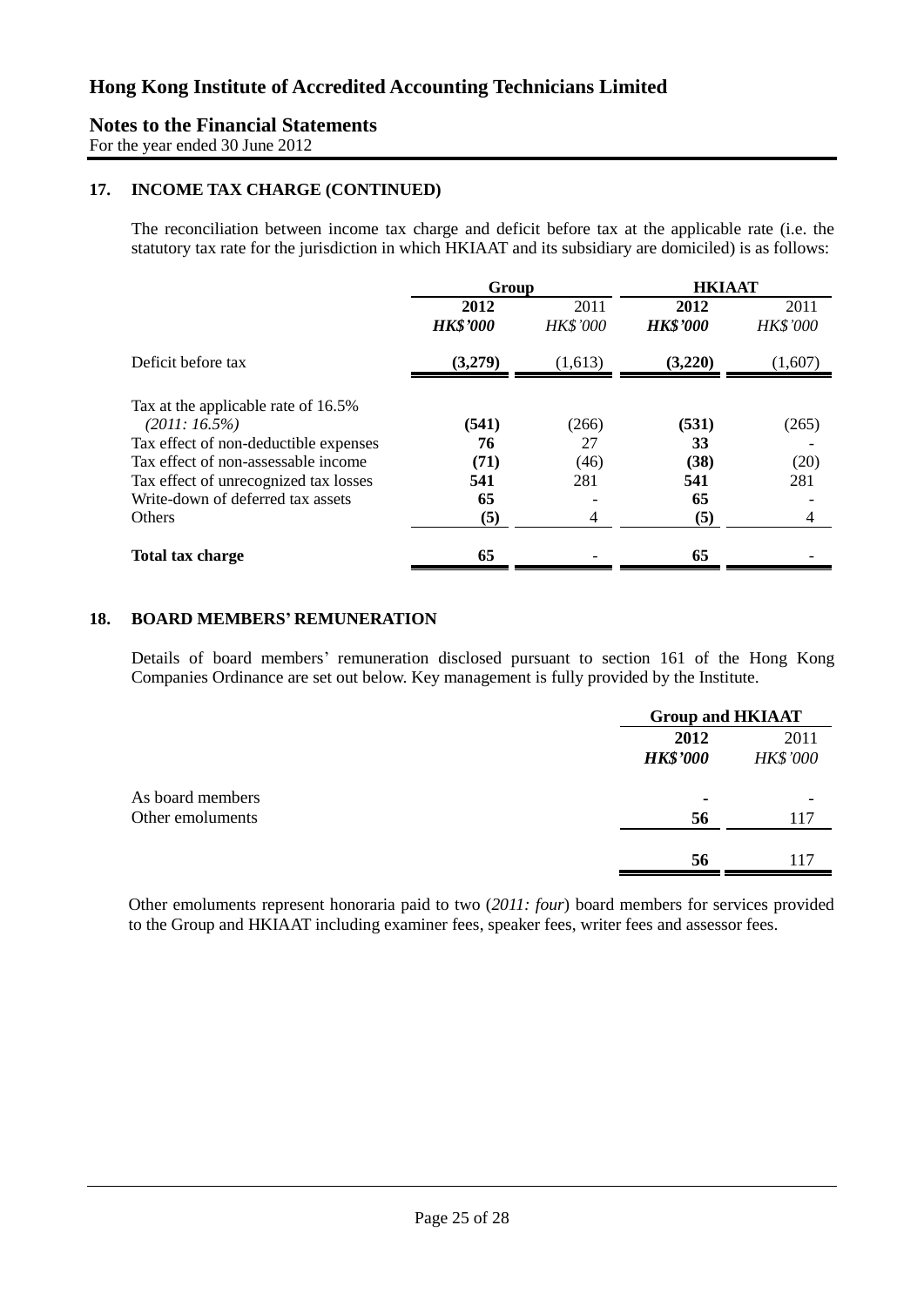# Hong Kong Institute of Accredited Accounting Technicians Limited

## Notes to the Financial Statements

For the year ended 30 June 2012

### 17. INCOME TAX CHARGE (CONTINUED)

The reconciliation between income tax charge and deficit before tax at the applicable rate (i.e. the statutory tax rate for the jurisdiction in which HKIAAT and its subsidiary are domiciled) is as follows:

| | Group | | HKIAAT | |
|---|---|---|---|---|
| | **2012** | 2011 | **2012** | 2011 |
| | ***HK$'000*** | *HK$'000* | ***HK$'000*** | *HK$'000* |
| Deficit before tax | **(3,279)** | (1,613) | **(3,220)** | (1,607) |
| Tax at the applicable rate of 16.5% *(2011: 16.5%)* | **(541)** | (266) | **(531)** | (265) |
| Tax effect of non-deductible expenses | **76** | 27 | **33** | - |
| Tax effect of non-assessable income | **(71)** | (46) | **(38)** | (20) |
| Tax effect of unrecognized tax losses | **541** | 281 | **541** | 281 |
| Write-down of deferred tax assets | **65** | - | **65** | - |
| Others | **(5)** | 4 | **(5)** | 4 |
| **Total tax charge** | **65** | - | **65** | - |

### 18. BOARD MEMBERS' REMUNERATION

Details of board members' remuneration disclosed pursuant to section 161 of the Hong Kong Companies Ordinance are set out below. Key management is fully provided by the Institute.

| | Group and HKIAAT | |
|---|---|---|
| | **2012** | 2011 |
| | ***HK$'000*** | *HK$'000* |
| As board members | **-** | - |
| Other emoluments | **56** | 117 |
| | **56** | 117 |

Other emoluments represent honoraria paid to two (*2011: four*) board members for services provided to the Group and HKIAAT including examiner fees, speaker fees, writer fees and assessor fees.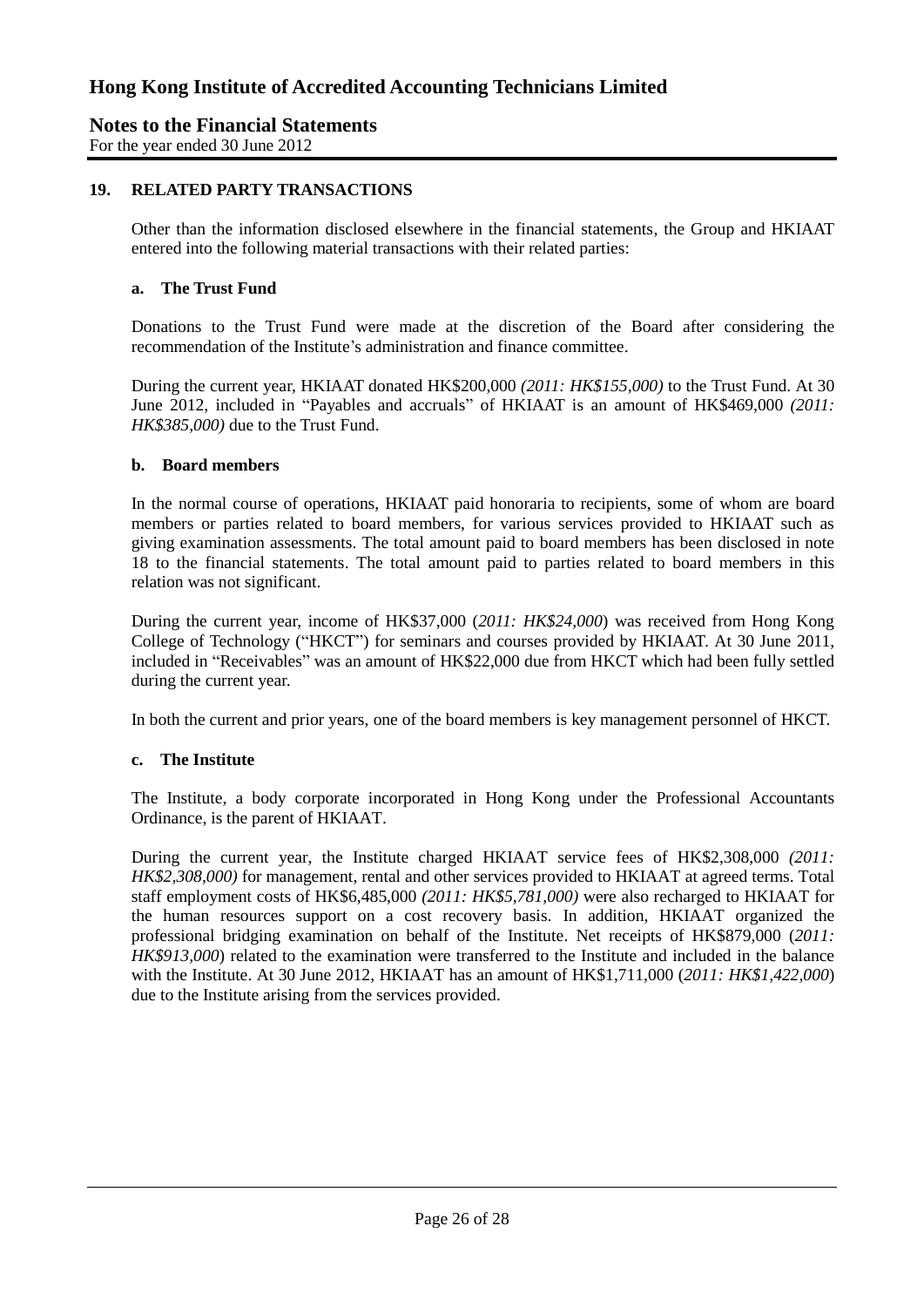## 19. RELATED PARTY TRANSACTIONS

Other than the information disclosed elsewhere in the financial statements, the Group and HKIAAT entered into the following material transactions with their related parties:

### a. The Trust Fund

Donations to the Trust Fund were made at the discretion of the Board after considering the recommendation of the Institute's administration and finance committee.

During the current year, HKIAAT donated HK$200,000 *(2011: HK$155,000)* to the Trust Fund. At 30 June 2012, included in "Payables and accruals" of HKIAAT is an amount of HK$469,000 *(2011: HK$385,000)* due to the Trust Fund.

### b. Board members

In the normal course of operations, HKIAAT paid honoraria to recipients, some of whom are board members or parties related to board members, for various services provided to HKIAAT such as giving examination assessments. The total amount paid to board members has been disclosed in note 18 to the financial statements. The total amount paid to parties related to board members in this relation was not significant.

During the current year, income of HK$37,000 (*2011: HK$24,000*) was received from Hong Kong College of Technology ("HKCT") for seminars and courses provided by HKIAAT. At 30 June 2011, included in "Receivables" was an amount of HK$22,000 due from HKCT which had been fully settled during the current year.

In both the current and prior years, one of the board members is key management personnel of HKCT.

### c. The Institute

The Institute, a body corporate incorporated in Hong Kong under the Professional Accountants Ordinance, is the parent of HKIAAT.

During the current year, the Institute charged HKIAAT service fees of HK$2,308,000 *(2011: HK$2,308,000)* for management, rental and other services provided to HKIAAT at agreed terms. Total staff employment costs of HK$6,485,000 *(2011: HK$5,781,000)* were also recharged to HKIAAT for the human resources support on a cost recovery basis. In addition, HKIAAT organized the professional bridging examination on behalf of the Institute. Net receipts of HK$879,000 (*2011: HK$913,000*) related to the examination were transferred to the Institute and included in the balance with the Institute. At 30 June 2012, HKIAAT has an amount of HK$1,711,000 (*2011: HK$1,422,000*) due to the Institute arising from the services provided.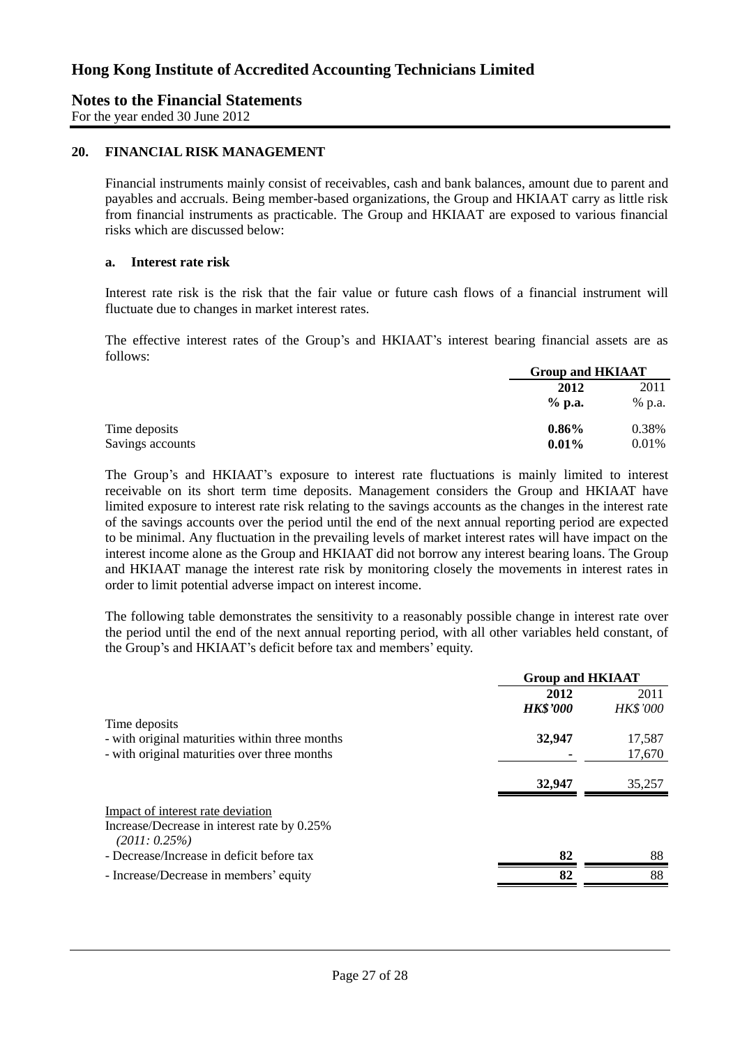## 20. FINANCIAL RISK MANAGEMENT

Financial instruments mainly consist of receivables, cash and bank balances, amount due to parent and payables and accruals. Being member-based organizations, the Group and HKIAAT carry as little risk from financial instruments as practicable. The Group and HKIAAT are exposed to various financial risks which are discussed below:

### a. Interest rate risk

Interest rate risk is the risk that the fair value or future cash flows of a financial instrument will fluctuate due to changes in market interest rates.

The effective interest rates of the Group's and HKIAAT's interest bearing financial assets are as follows:

| | Group and HKIAAT | |
|---|---|---|
| | **2012** | 2011 |
| | **% p.a.** | % p.a. |
| Time deposits | **0.86%** | 0.38% |
| Savings accounts | **0.01%** | 0.01% |

The Group's and HKIAAT's exposure to interest rate fluctuations is mainly limited to interest receivable on its short term time deposits. Management considers the Group and HKIAAT have limited exposure to interest rate risk relating to the savings accounts as the changes in the interest rate of the savings accounts over the period until the end of the next annual reporting period are expected to be minimal. Any fluctuation in the prevailing levels of market interest rates will have impact on the interest income alone as the Group and HKIAAT did not borrow any interest bearing loans. The Group and HKIAAT manage the interest rate risk by monitoring closely the movements in interest rates in order to limit potential adverse impact on interest income.

The following table demonstrates the sensitivity to a reasonably possible change in interest rate over the period until the end of the next annual reporting period, with all other variables held constant, of the Group's and HKIAAT's deficit before tax and members' equity.

| | Group and HKIAAT | |
|---|---|---|
| | **2012** | 2011 |
| | ***HK$'000*** | *HK$'000* |
| Time deposits | | |
| - with original maturities within three months | **32,947** | 17,587 |
| - with original maturities over three months | **-** | 17,670 |
| | **32,947** | 35,257 |
| Impact of interest rate deviation | | |
| Increase/Decrease in interest rate by 0.25% *(2011: 0.25%)* | | |
| - Decrease/Increase in deficit before tax | **82** | 88 |
| - Increase/Decrease in members' equity | **82** | 88 |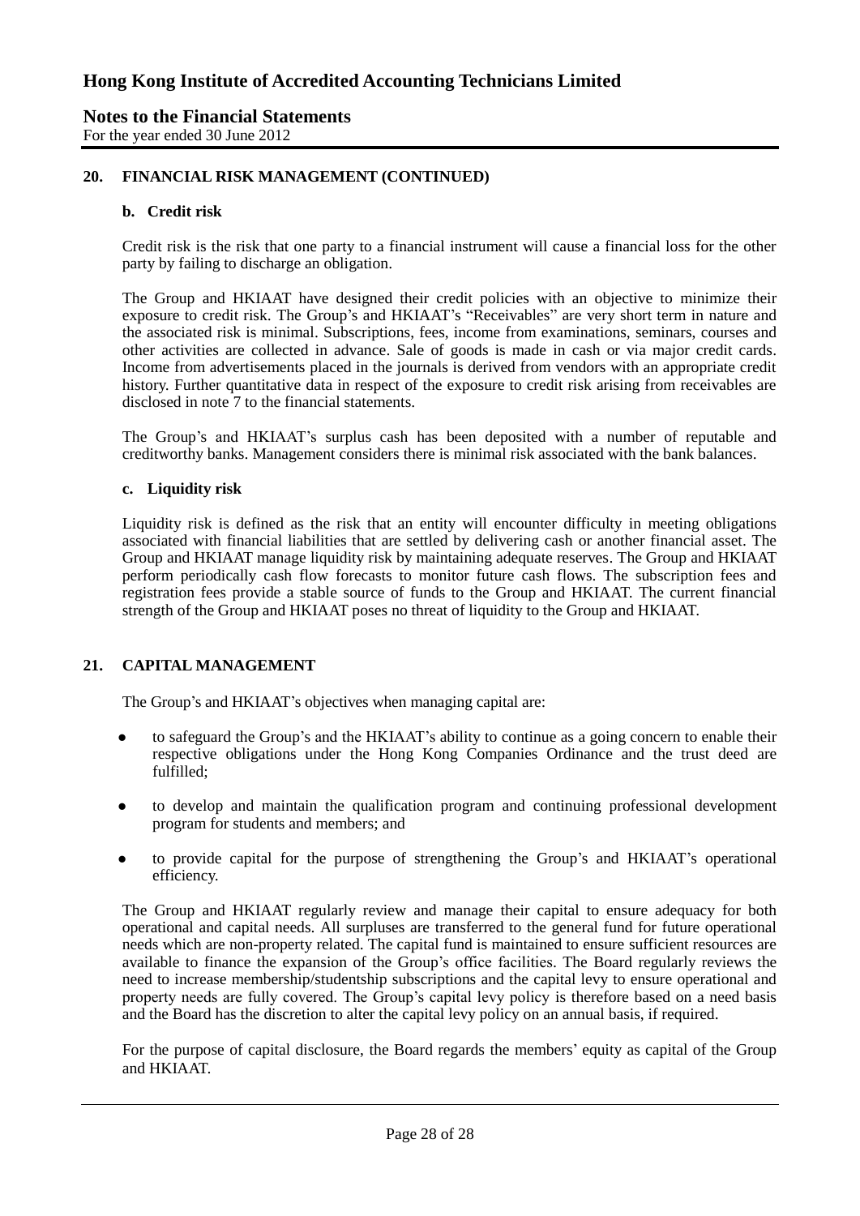## 20. FINANCIAL RISK MANAGEMENT (CONTINUED)

### b. Credit risk

Credit risk is the risk that one party to a financial instrument will cause a financial loss for the other party by failing to discharge an obligation.

The Group and HKIAAT have designed their credit policies with an objective to minimize their exposure to credit risk. The Group's and HKIAAT's "Receivables" are very short term in nature and the associated risk is minimal. Subscriptions, fees, income from examinations, seminars, courses and other activities are collected in advance. Sale of goods is made in cash or via major credit cards. Income from advertisements placed in the journals is derived from vendors with an appropriate credit history. Further quantitative data in respect of the exposure to credit risk arising from receivables are disclosed in note 7 to the financial statements.

The Group's and HKIAAT's surplus cash has been deposited with a number of reputable and creditworthy banks. Management considers there is minimal risk associated with the bank balances.

### c. Liquidity risk

Liquidity risk is defined as the risk that an entity will encounter difficulty in meeting obligations associated with financial liabilities that are settled by delivering cash or another financial asset. The Group and HKIAAT manage liquidity risk by maintaining adequate reserves. The Group and HKIAAT perform periodically cash flow forecasts to monitor future cash flows. The subscription fees and registration fees provide a stable source of funds to the Group and HKIAAT. The current financial strength of the Group and HKIAAT poses no threat of liquidity to the Group and HKIAAT.

## 21. CAPITAL MANAGEMENT

The Group's and HKIAAT's objectives when managing capital are:

- to safeguard the Group's and the HKIAAT's ability to continue as a going concern to enable their respective obligations under the Hong Kong Companies Ordinance and the trust deed are fulfilled;
- to develop and maintain the qualification program and continuing professional development program for students and members; and
- to provide capital for the purpose of strengthening the Group's and HKIAAT's operational efficiency.

The Group and HKIAAT regularly review and manage their capital to ensure adequacy for both operational and capital needs. All surpluses are transferred to the general fund for future operational needs which are non-property related. The capital fund is maintained to ensure sufficient resources are available to finance the expansion of the Group's office facilities. The Board regularly reviews the need to increase membership/studentship subscriptions and the capital levy to ensure operational and property needs are fully covered. The Group's capital levy policy is therefore based on a need basis and the Board has the discretion to alter the capital levy policy on an annual basis, if required.

For the purpose of capital disclosure, the Board regards the members' equity as capital of the Group and HKIAAT.